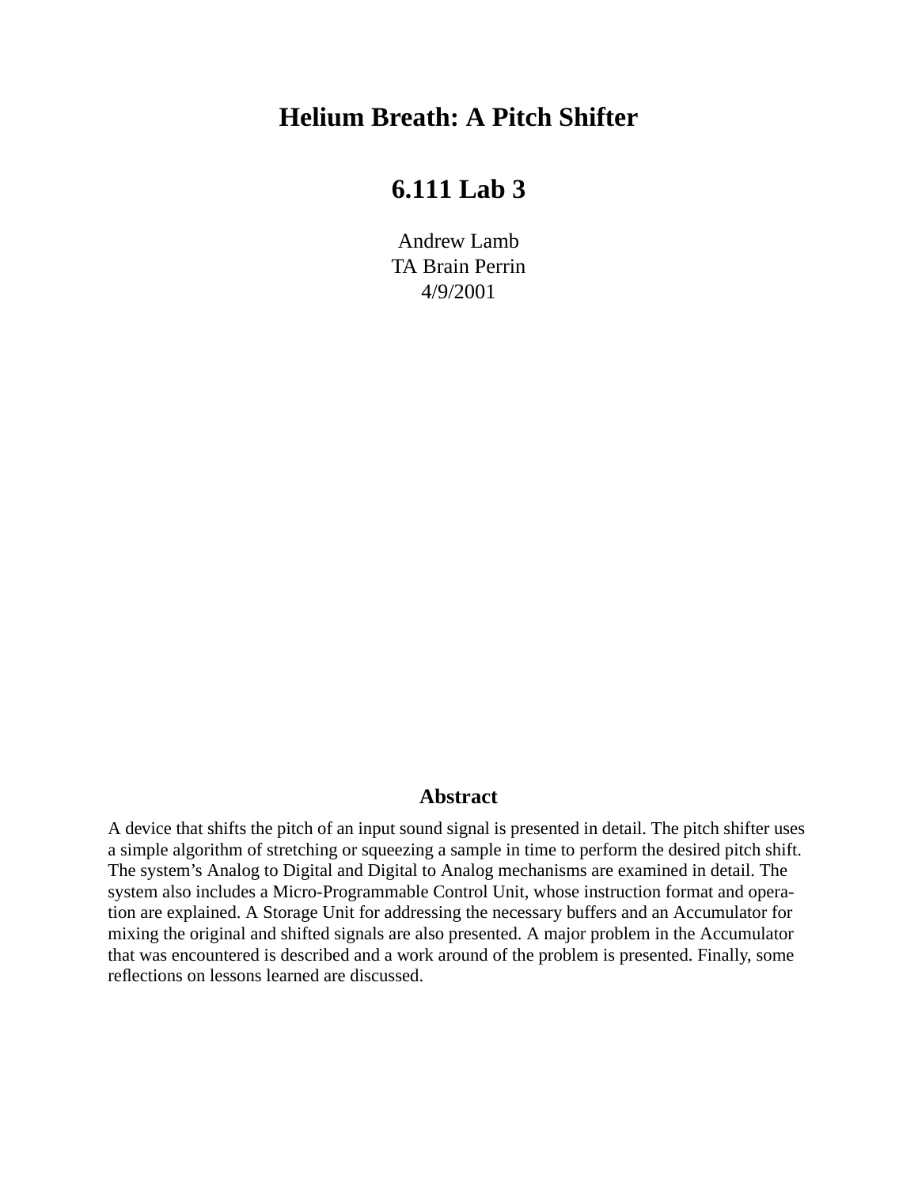# Helium Breath: A Pitch Shifter

# 6.111 Lab 3

Andrew Lamb
TA Brain Perrin
4/9/2001

## Abstract

A device that shifts the pitch of an input sound signal is presented in detail. The pitch shifter uses a simple algorithm of stretching or squeezing a sample in time to perform the desired pitch shift. The system's Analog to Digital and Digital to Analog mechanisms are examined in detail. The system also includes a Micro-Programmable Control Unit, whose instruction format and operation are explained. A Storage Unit for addressing the necessary buffers and an Accumulator for mixing the original and shifted signals are also presented. A major problem in the Accumulator that was encountered is described and a work around of the problem is presented. Finally, some reflections on lessons learned are discussed.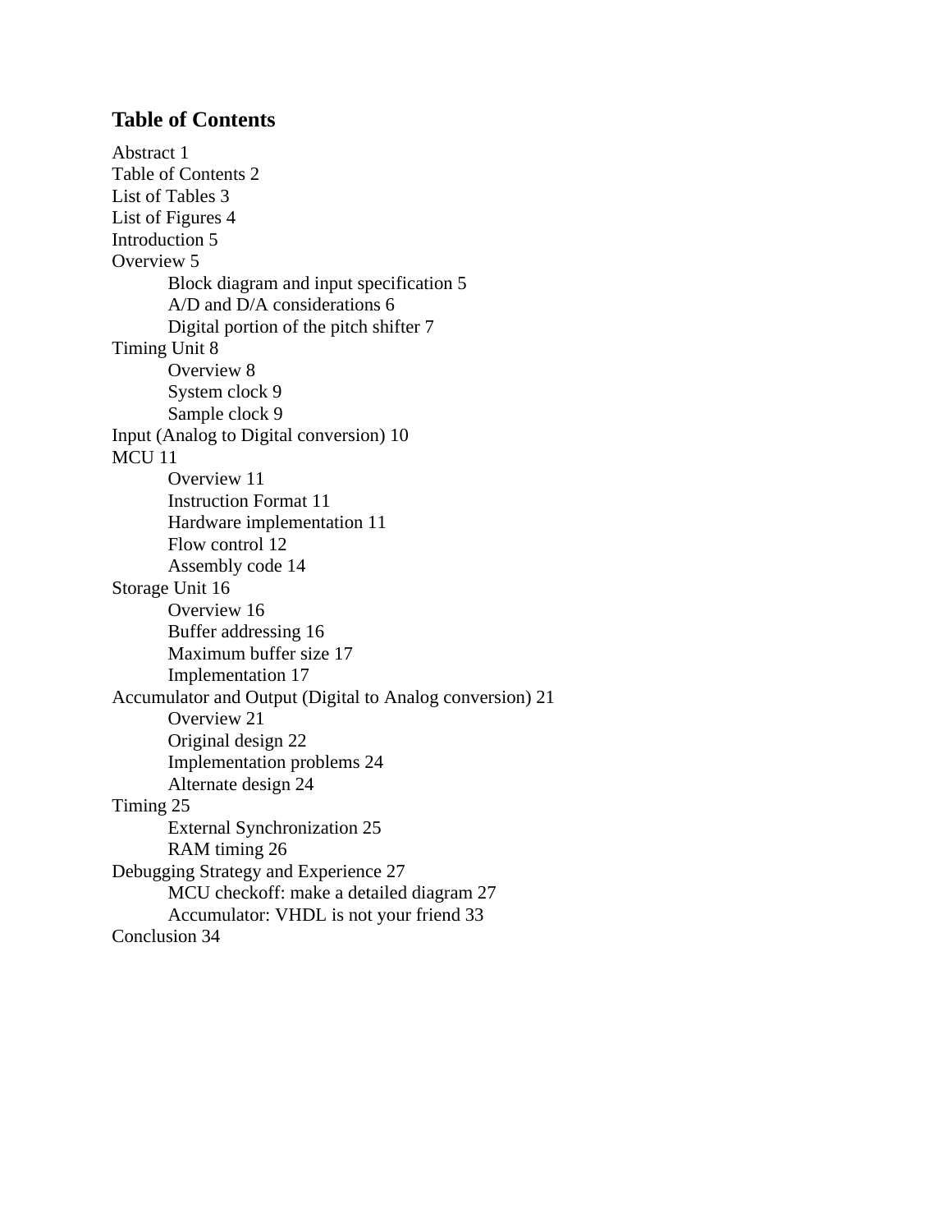## Table of Contents

Abstract 1
Table of Contents 2
List of Tables 3
List of Figures 4
Introduction 5
Overview 5
- Block diagram and input specification 5
- A/D and D/A considerations 6
- Digital portion of the pitch shifter 7

Timing Unit 8
- Overview 8
- System clock 9
- Sample clock 9

Input (Analog to Digital conversion) 10
MCU 11
- Overview 11
- Instruction Format 11
- Hardware implementation 11
- Flow control 12
- Assembly code 14

Storage Unit 16
- Overview 16
- Buffer addressing 16
- Maximum buffer size 17
- Implementation 17

Accumulator and Output (Digital to Analog conversion) 21
- Overview 21
- Original design 22
- Implementation problems 24
- Alternate design 24

Timing 25
- External Synchronization 25
- RAM timing 26

Debugging Strategy and Experience 27
- MCU checkoff: make a detailed diagram 27
- Accumulator: VHDL is not your friend 33

Conclusion 34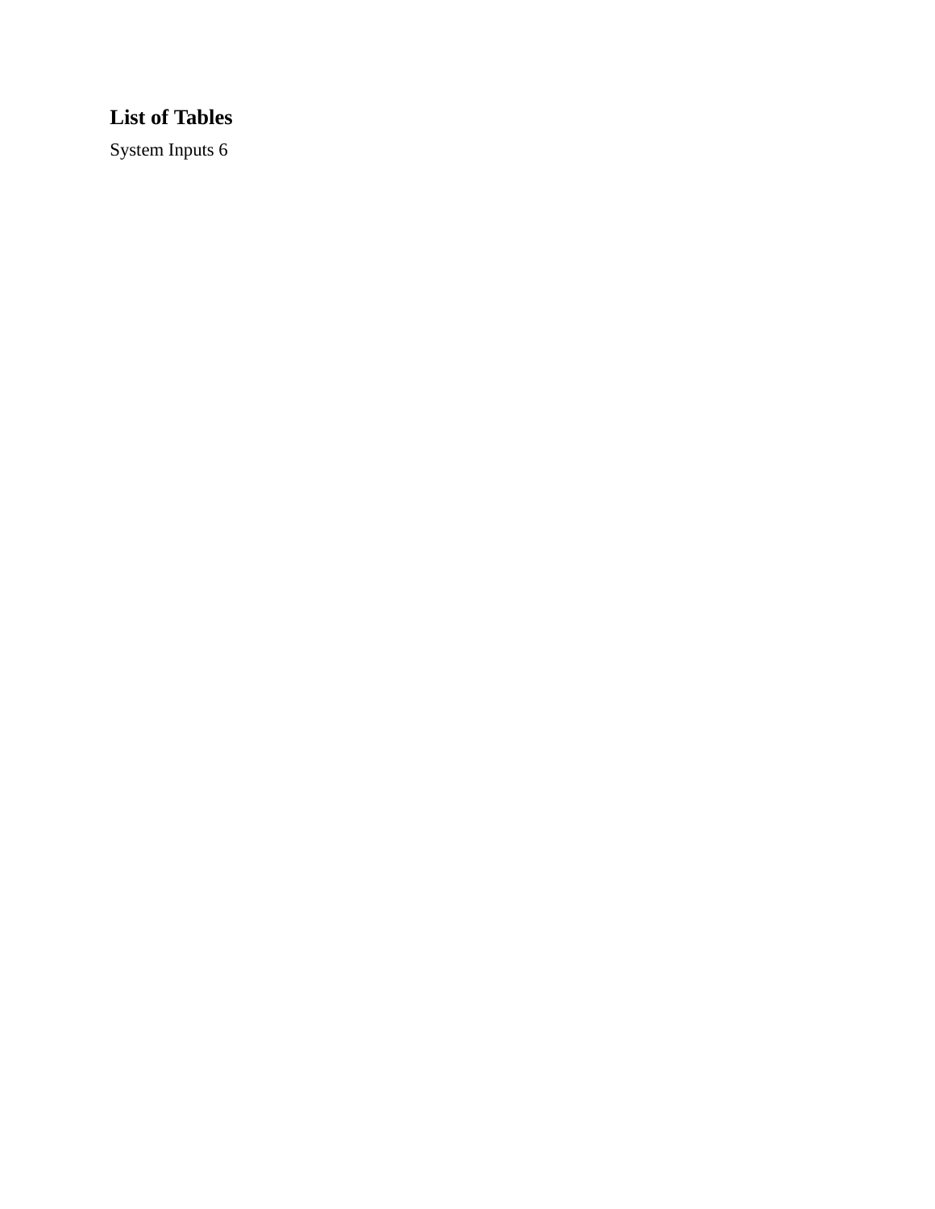## List of Tables

System Inputs 6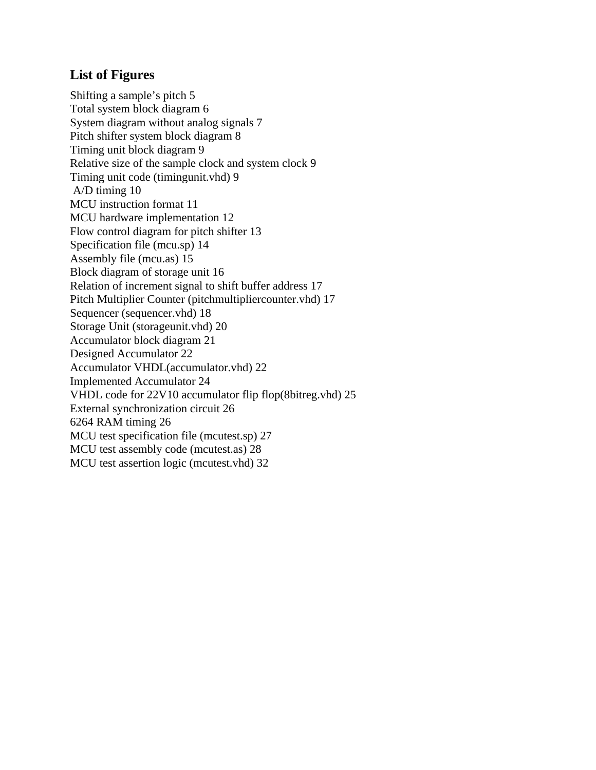## List of Figures

Shifting a sample's pitch 5
Total system block diagram 6
System diagram without analog signals 7
Pitch shifter system block diagram 8
Timing unit block diagram 9
Relative size of the sample clock and system clock 9
Timing unit code (timingunit.vhd) 9
A/D timing 10
MCU instruction format 11
MCU hardware implementation 12
Flow control diagram for pitch shifter 13
Specification file (mcu.sp) 14
Assembly file (mcu.as) 15
Block diagram of storage unit 16
Relation of increment signal to shift buffer address 17
Pitch Multiplier Counter (pitchmultipliercounter.vhd) 17
Sequencer (sequencer.vhd) 18
Storage Unit (storageunit.vhd) 20
Accumulator block diagram 21
Designed Accumulator 22
Accumulator VHDL(accumulator.vhd) 22
Implemented Accumulator 24
VHDL code for 22V10 accumulator flip flop(8bitreg.vhd) 25
External synchronization circuit 26
6264 RAM timing 26
MCU test specification file (mcutest.sp) 27
MCU test assembly code (mcutest.as) 28
MCU test assertion logic (mcutest.vhd) 32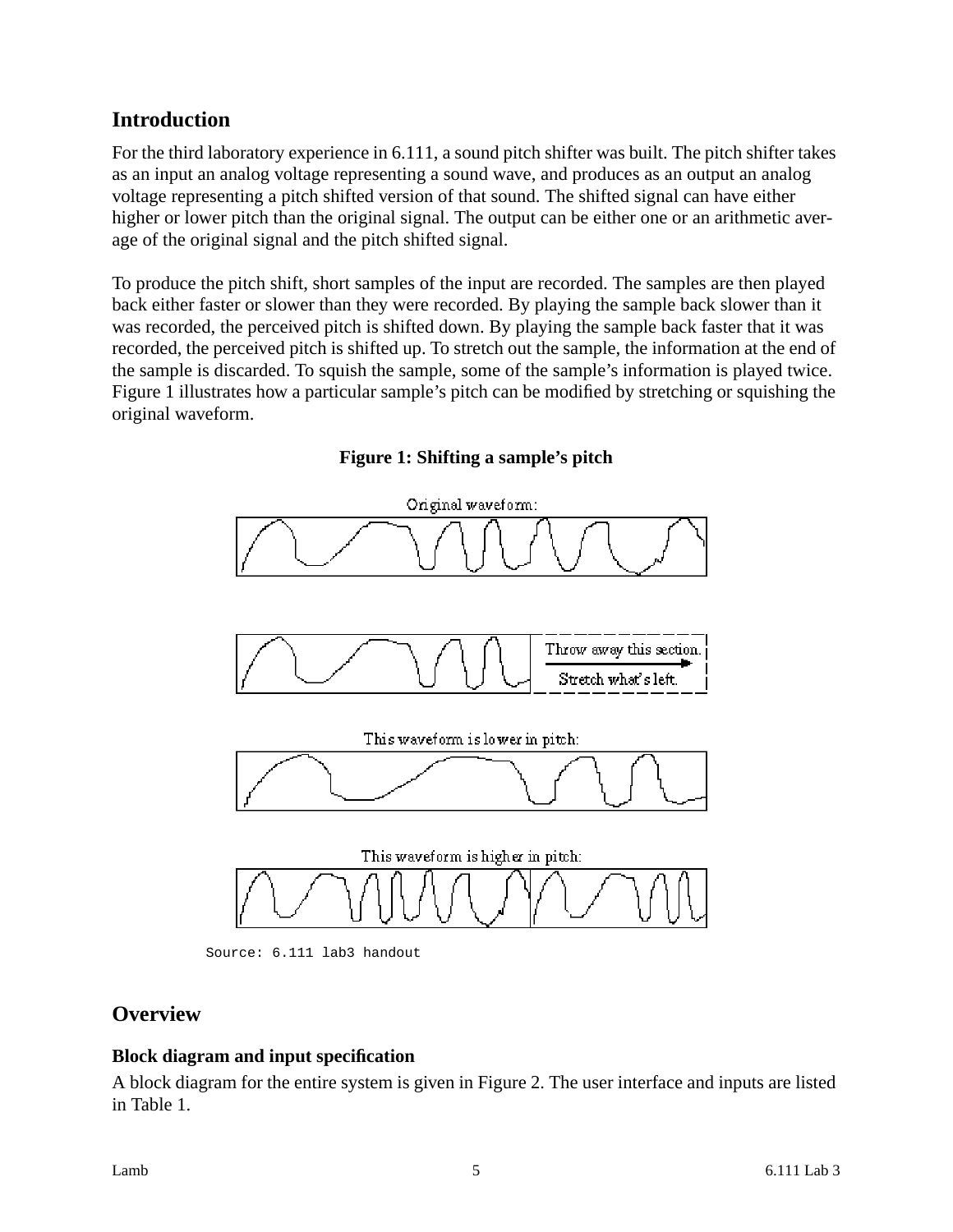## Introduction

For the third laboratory experience in 6.111, a sound pitch shifter was built. The pitch shifter takes as an input an analog voltage representing a sound wave, and produces as an output an analog voltage representing a pitch shifted version of that sound. The shifted signal can have either higher or lower pitch than the original signal. The output can be either one or an arithmetic average of the original signal and the pitch shifted signal.

To produce the pitch shift, short samples of the input are recorded. The samples are then played back either faster or slower than they were recorded. By playing the sample back slower than it was recorded, the perceived pitch is shifted down. By playing the sample back faster that it was recorded, the perceived pitch is shifted up. To stretch out the sample, the information at the end of the sample is discarded. To squish the sample, some of the sample's information is played twice. Figure 1 illustrates how a particular sample's pitch can be modified by stretching or squishing the original waveform.

**Figure 1: Shifting a sample's pitch**

Original waveform:

Throw away this section. Stretch what's left.

This waveform is lower in pitch:

This waveform is higher in pitch:

Source: 6.111 lab3 handout

## Overview

### Block diagram and input specification

A block diagram for the entire system is given in Figure 2. The user interface and inputs are listed in Table 1.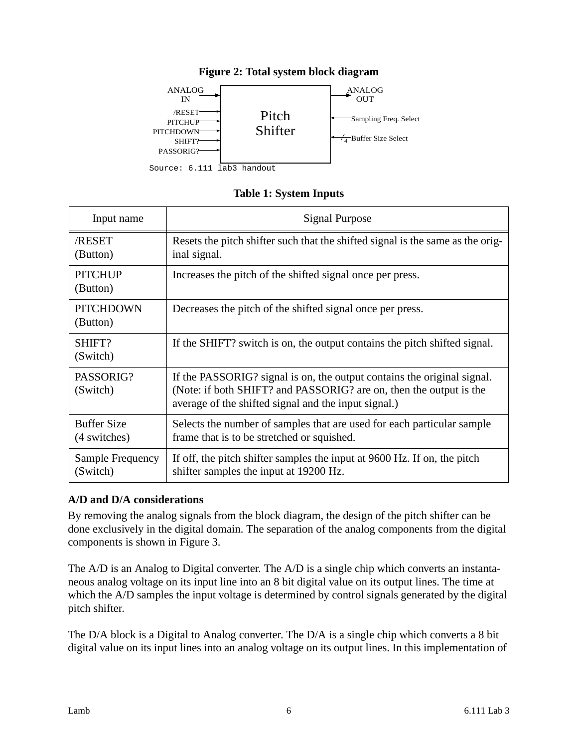**Figure 2: Total system block diagram**

ANALOG IN
/RESET
PITCHUP
PITCHDOWN
SHIFT?
PASSORIG?

Pitch Shifter

ANALOG OUT
Sampling Freq. Select
4 Buffer Size Select

Source: 6.111 lab3 handout

**Table 1: System Inputs**

| Input name | Signal Purpose |
|---|---|
| /RESET (Button) | Resets the pitch shifter such that the shifted signal is the same as the original signal. |
| PITCHUP (Button) | Increases the pitch of the shifted signal once per press. |
| PITCHDOWN (Button) | Decreases the pitch of the shifted signal once per press. |
| SHIFT? (Switch) | If the SHIFT? switch is on, the output contains the pitch shifted signal. |
| PASSORIG? (Switch) | If the PASSORIG? signal is on, the output contains the original signal. (Note: if both SHIFT? and PASSORIG? are on, then the output is the average of the shifted signal and the input signal.) |
| Buffer Size (4 switches) | Selects the number of samples that are used for each particular sample frame that is to be stretched or squished. |
| Sample Frequency (Switch) | If off, the pitch shifter samples the input at 9600 Hz. If on, the pitch shifter samples the input at 19200 Hz. |

**A/D and D/A considerations**

By removing the analog signals from the block diagram, the design of the pitch shifter can be done exclusively in the digital domain. The separation of the analog components from the digital components is shown in Figure 3.

The A/D is an Analog to Digital converter. The A/D is a single chip which converts an instantaneous analog voltage on its input line into an 8 bit digital value on its output lines. The time at which the A/D samples the input voltage is determined by control signals generated by the digital pitch shifter.

The D/A block is a Digital to Analog converter. The D/A is a single chip which converts a 8 bit digital value on its input lines into an analog voltage on its output lines. In this implementation of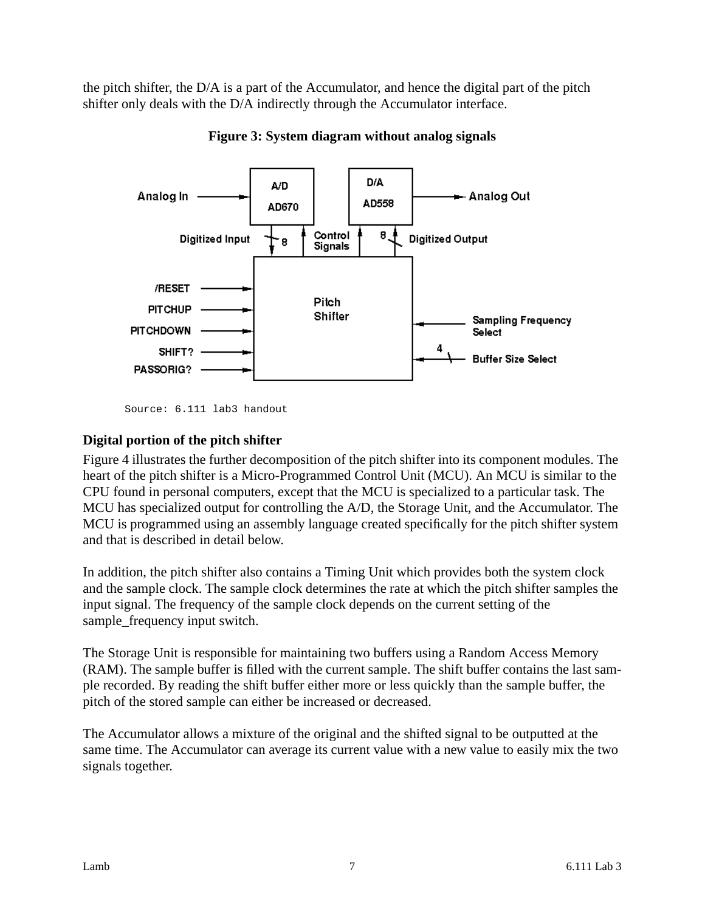the pitch shifter, the D/A is a part of the Accumulator, and hence the digital part of the pitch shifter only deals with the D/A indirectly through the Accumulator interface.

**Figure 3: System diagram without analog signals**

Source: 6.111 lab3 handout

### Digital portion of the pitch shifter

Figure 4 illustrates the further decomposition of the pitch shifter into its component modules. The heart of the pitch shifter is a Micro-Programmed Control Unit (MCU). An MCU is similar to the CPU found in personal computers, except that the MCU is specialized to a particular task. The MCU has specialized output for controlling the A/D, the Storage Unit, and the Accumulator. The MCU is programmed using an assembly language created specifically for the pitch shifter system and that is described in detail below.

In addition, the pitch shifter also contains a Timing Unit which provides both the system clock and the sample clock. The sample clock determines the rate at which the pitch shifter samples the input signal. The frequency of the sample clock depends on the current setting of the sample_frequency input switch.

The Storage Unit is responsible for maintaining two buffers using a Random Access Memory (RAM). The sample buffer is filled with the current sample. The shift buffer contains the last sample recorded. By reading the shift buffer either more or less quickly than the sample buffer, the pitch of the stored sample can either be increased or decreased.

The Accumulator allows a mixture of the original and the shifted signal to be outputted at the same time. The Accumulator can average its current value with a new value to easily mix the two signals together.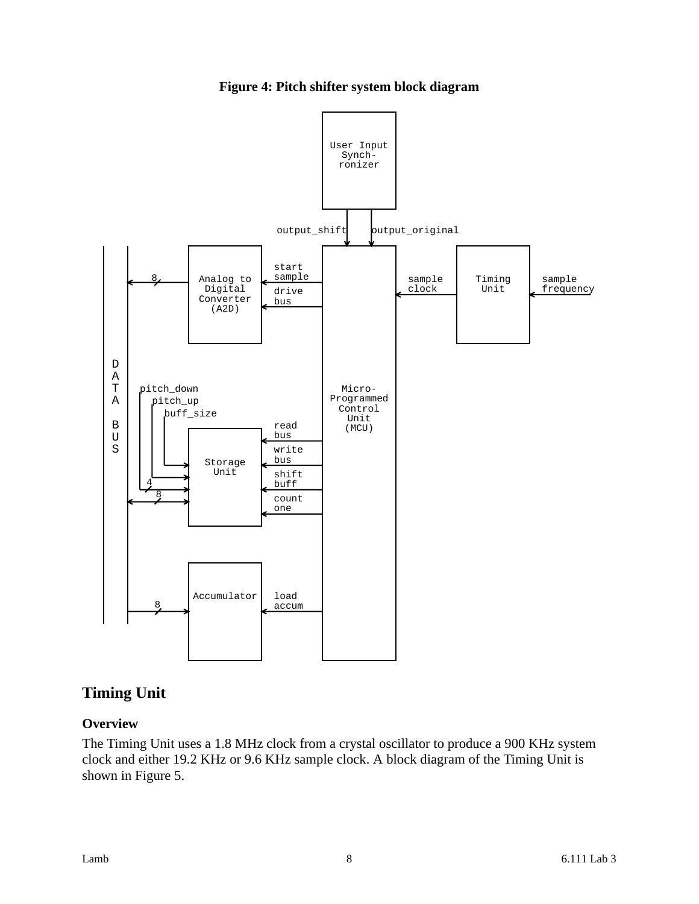**Figure 4: Pitch shifter system block diagram**

## Timing Unit

### Overview

The Timing Unit uses a 1.8 MHz clock from a crystal oscillator to produce a 900 KHz system clock and either 19.2 KHz or 9.6 KHz sample clock. A block diagram of the Timing Unit is shown in Figure 5.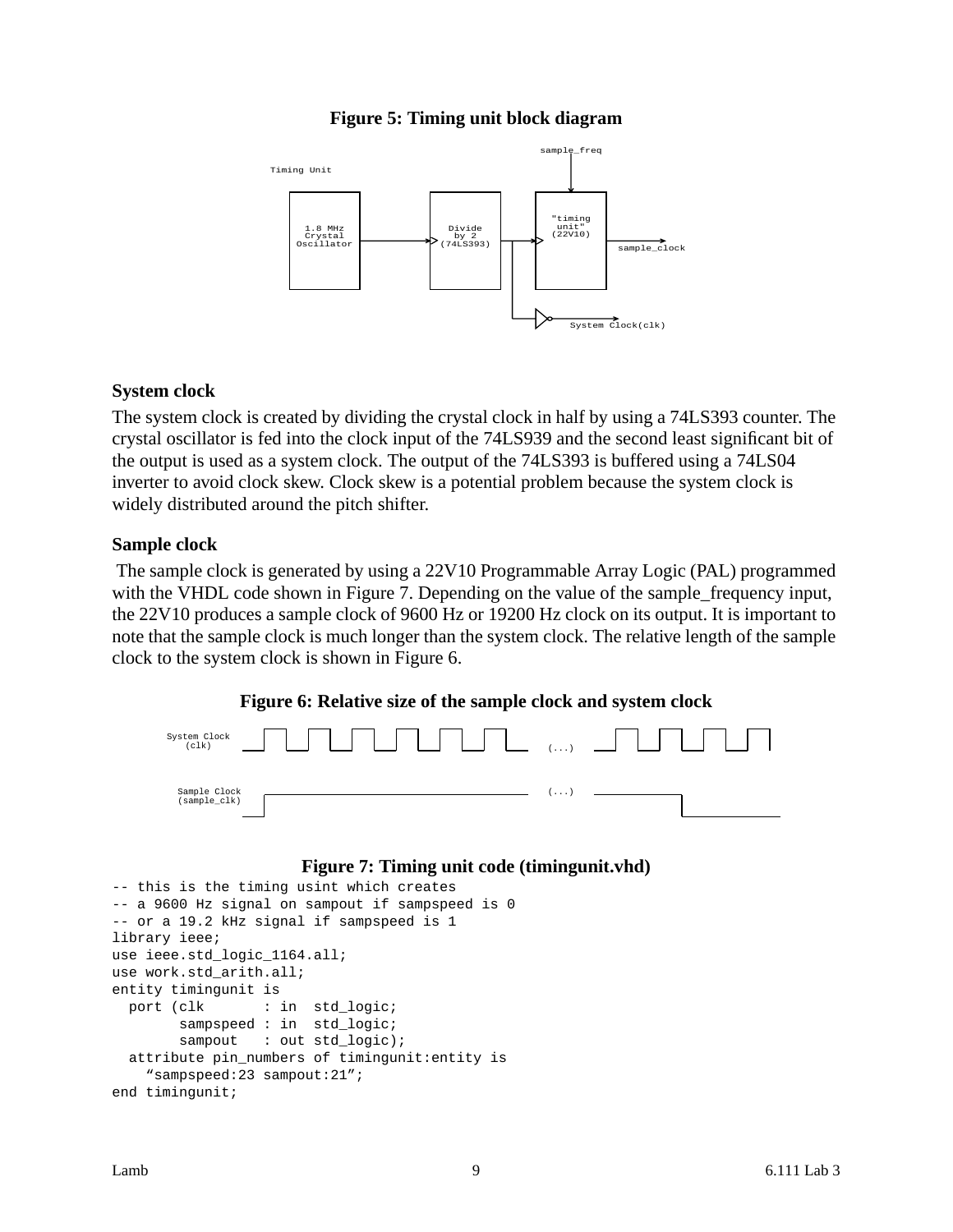**Figure 5: Timing unit block diagram**

**System clock**

The system clock is created by dividing the crystal clock in half by using a 74LS393 counter. The crystal oscillator is fed into the clock input of the 74LS939 and the second least significant bit of the output is used as a system clock. The output of the 74LS393 is buffered using a 74LS04 inverter to avoid clock skew. Clock skew is a potential problem because the system clock is widely distributed around the pitch shifter.

**Sample clock**

The sample clock is generated by using a 22V10 Programmable Array Logic (PAL) programmed with the VHDL code shown in Figure 7. Depending on the value of the sample_frequency input, the 22V10 produces a sample clock of 9600 Hz or 19200 Hz clock on its output. It is important to note that the sample clock is much longer than the system clock. The relative length of the sample clock to the system clock is shown in Figure 6.

**Figure 6: Relative size of the sample clock and system clock**

**Figure 7: Timing unit code (timingunit.vhd)**

```
-- this is the timing usint which creates
-- a 9600 Hz signal on sampout if sampspeed is 0
-- or a 19.2 kHz signal if sampspeed is 1
library ieee;
use ieee.std_logic_1164.all;
use work.std_arith.all;
entity timingunit is
  port (clk       : in  std_logic;
        sampspeed : in  std_logic;
        sampout   : out std_logic);
  attribute pin_numbers of timingunit:entity is
    "sampspeed:23 sampout:21";
end timingunit;
```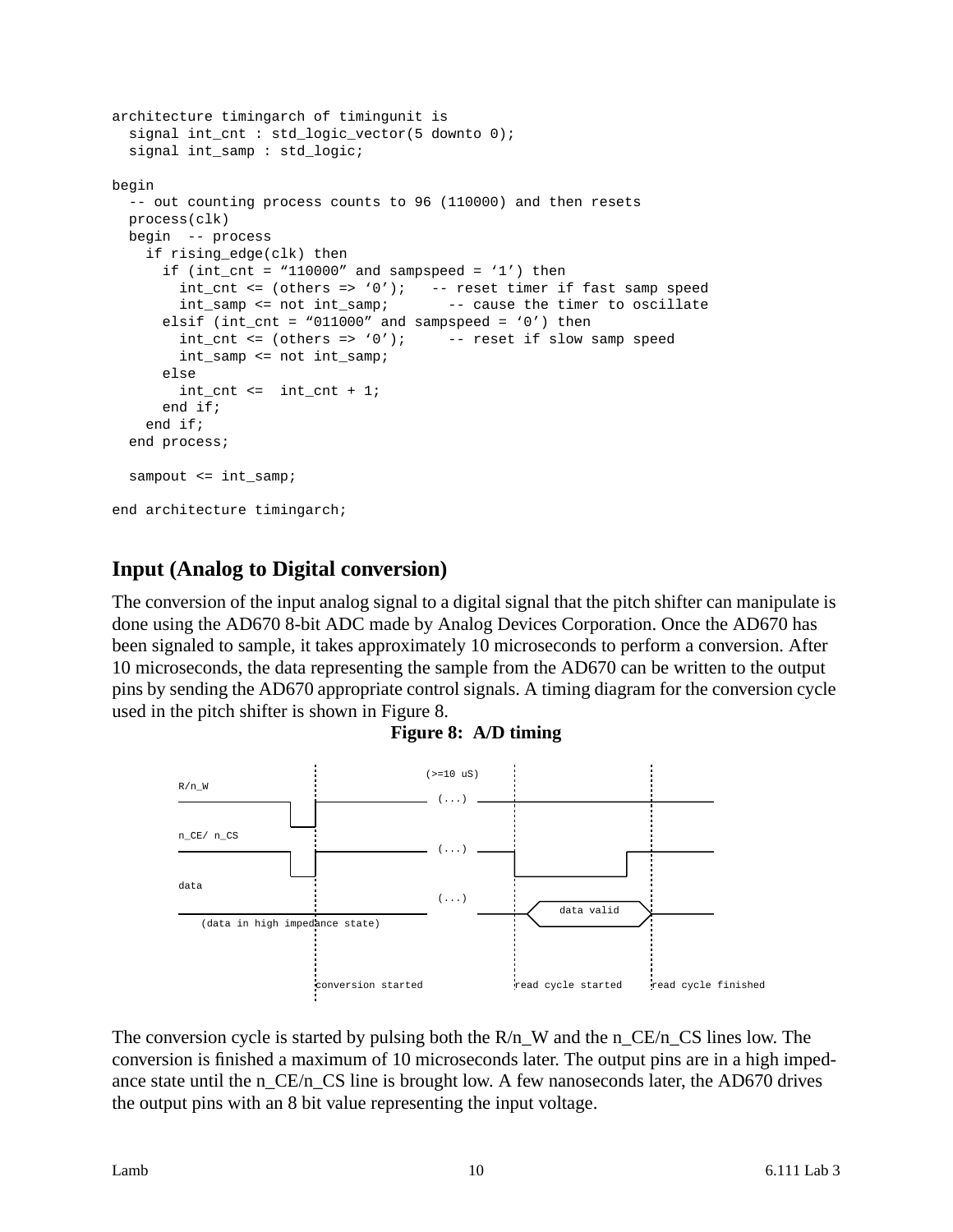```
architecture timingarch of timingunit is
  signal int_cnt : std_logic_vector(5 downto 0);
  signal int_samp : std_logic;

begin
  -- out counting process counts to 96 (110000) and then resets
  process(clk)
  begin  -- process
    if rising_edge(clk) then
      if (int_cnt = “110000” and sampspeed = ‘1’) then
        int_cnt <= (others => ‘0’);   -- reset timer if fast samp speed
        int_samp <= not int_samp;       -- cause the timer to oscillate
      elsif (int_cnt = “011000” and sampspeed = ‘0’) then
        int_cnt <= (others => ‘0’);     -- reset if slow samp speed
        int_samp <= not int_samp;
      else
        int_cnt <=  int_cnt + 1;
      end if;
    end if;
  end process;

  sampout <= int_samp;

end architecture timingarch;
```

## Input (Analog to Digital conversion)

The conversion of the input analog signal to a digital signal that the pitch shifter can manipulate is done using the AD670 8-bit ADC made by Analog Devices Corporation. Once the AD670 has been signaled to sample, it takes approximately 10 microseconds to perform a conversion. After 10 microseconds, the data representing the sample from the AD670 can be written to the output pins by sending the AD670 appropriate control signals. A timing diagram for the conversion cycle used in the pitch shifter is shown in Figure 8.

**Figure 8: A/D timing**

```
R/n_W                      (>=10 uS)  (...)
n_CE/ n_CS                            (...)
data                                  (...)        data valid
    (data in high impedance state)

conversion started        read cycle started    read cycle finished
```

The conversion cycle is started by pulsing both the R/n_W and the n_CE/n_CS lines low. The conversion is finished a maximum of 10 microseconds later. The output pins are in a high impedance state until the n_CE/n_CS line is brought low. A few nanoseconds later, the AD670 drives the output pins with an 8 bit value representing the input voltage.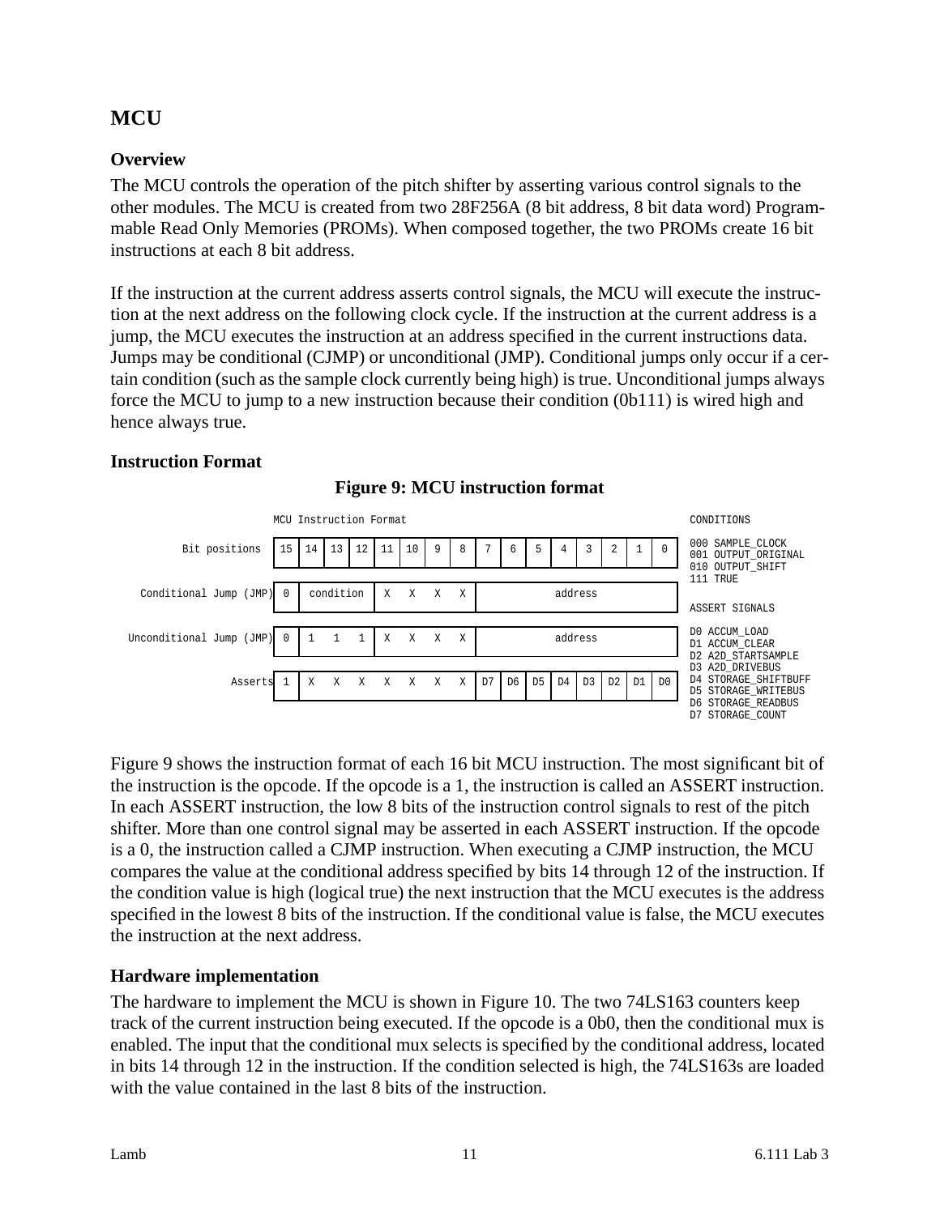## MCU

### Overview

The MCU controls the operation of the pitch shifter by asserting various control signals to the other modules. The MCU is created from two 28F256A (8 bit address, 8 bit data word) Programmable Read Only Memories (PROMs). When composed together, the two PROMs create 16 bit instructions at each 8 bit address.

If the instruction at the current address asserts control signals, the MCU will execute the instruction at the next address on the following clock cycle. If the instruction at the current address is a jump, the MCU executes the instruction at an address specified in the current instructions data. Jumps may be conditional (CJMP) or unconditional (JMP). Conditional jumps only occur if a certain condition (such as the sample clock currently being high) is true. Unconditional jumps always force the MCU to jump to a new instruction because their condition (0b111) is wired high and hence always true.

### Instruction Format

**Figure 9: MCU instruction format**

MCU Instruction Format

| | 15 | 14 | 13 | 12 | 11 | 10 | 9 | 8 | 7 | 6 | 5 | 4 | 3 | 2 | 1 | 0 |
|---|---|---|---|---|---|---|---|---|---|---|---|---|---|---|---|---|
| Conditional Jump (JMP) | 0 | condition | | | X | X | X | X | address | | | | | | | |
| Unconditional Jump (JMP) | 0 | 1 | 1 | 1 | X | X | X | X | address | | | | | | | |
| Asserts | 1 | X | X | X | X | X | X | X | D7 | D6 | D5 | D4 | D3 | D2 | D1 | D0 |

CONDITIONS
- 000 SAMPLE_CLOCK
- 001 OUTPUT_ORIGINAL
- 010 OUTPUT_SHIFT
- 111 TRUE

ASSERT SIGNALS
- D0 ACCUM_LOAD
- D1 ACCUM_CLEAR
- D2 A2D_STARTSAMPLE
- D3 A2D_DRIVEBUS
- D4 STORAGE_SHIFTBUFF
- D5 STORAGE_WRITEBUS
- D6 STORAGE_READBUS
- D7 STORAGE_COUNT

Figure 9 shows the instruction format of each 16 bit MCU instruction. The most significant bit of the instruction is the opcode. If the opcode is a 1, the instruction is called an ASSERT instruction. In each ASSERT instruction, the low 8 bits of the instruction control signals to rest of the pitch shifter. More than one control signal may be asserted in each ASSERT instruction. If the opcode is a 0, the instruction called a CJMP instruction. When executing a CJMP instruction, the MCU compares the value at the conditional address specified by bits 14 through 12 of the instruction. If the condition value is high (logical true) the next instruction that the MCU executes is the address specified in the lowest 8 bits of the instruction. If the conditional value is false, the MCU executes the instruction at the next address.

### Hardware implementation

The hardware to implement the MCU is shown in Figure 10. The two 74LS163 counters keep track of the current instruction being executed. If the opcode is a 0b0, then the conditional mux is enabled. The input that the conditional mux selects is specified by the conditional address, located in bits 14 through 12 in the instruction. If the condition selected is high, the 74LS163s are loaded with the value contained in the last 8 bits of the instruction.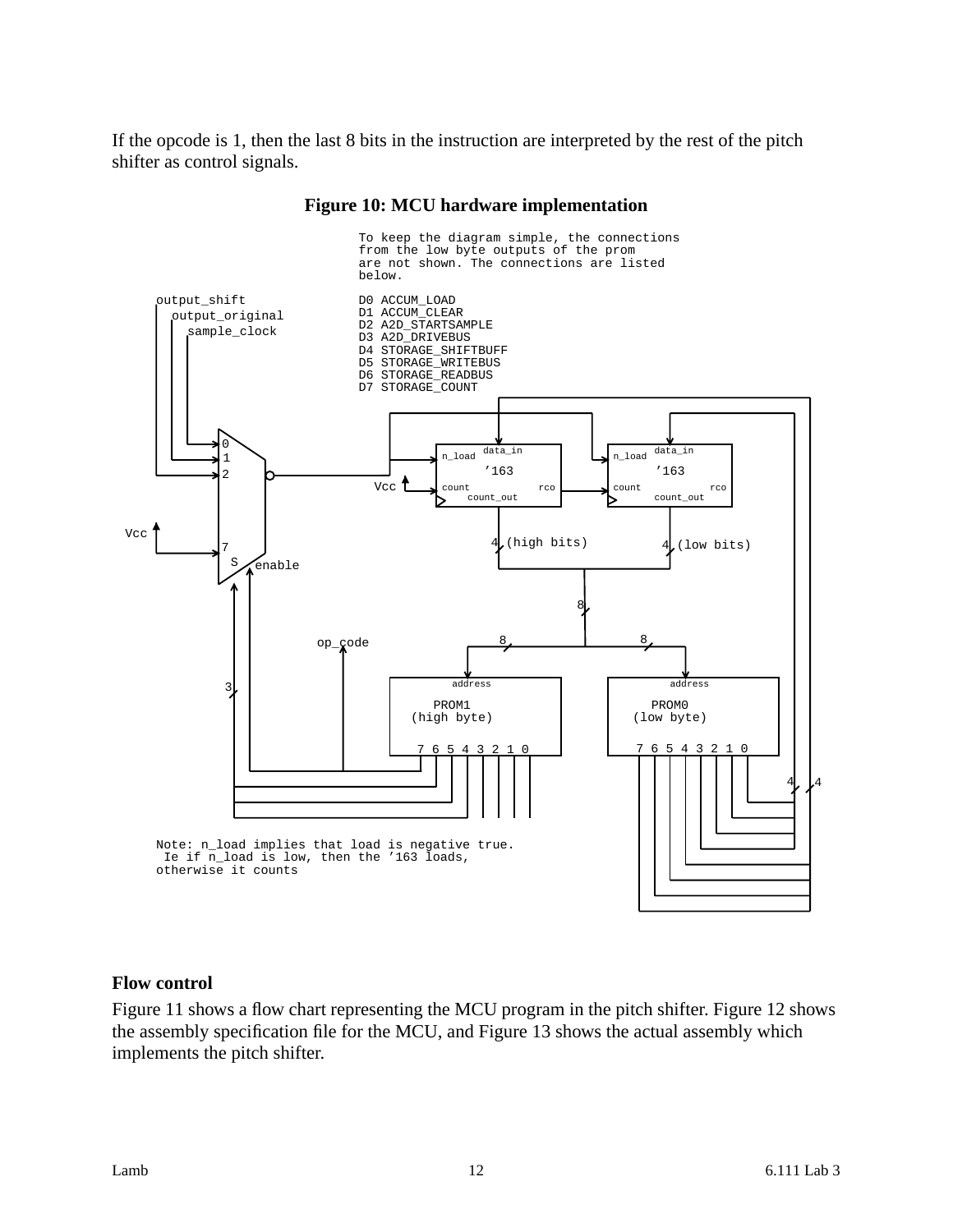If the opcode is 1, then the last 8 bits in the instruction are interpreted by the rest of the pitch shifter as control signals.

**Figure 10: MCU hardware implementation**

```
To keep the diagram simple, the connections
from the low byte outputs of the prom
are not shown. The connections are listed
below.

D0 ACCUM_LOAD
D1 ACCUM_CLEAR
D2 A2D_STARTSAMPLE
D3 A2D_DRIVEBUS
D4 STORAGE_SHIFTBUFF
D5 STORAGE_WRITEBUS
D6 STORAGE_READBUS
D7 STORAGE_COUNT
```

```
Note: n_load implies that load is negative true.
 Ie if n_load is low, then the '163 loads,
otherwise it counts
```

## Flow control

Figure 11 shows a flow chart representing the MCU program in the pitch shifter. Figure 12 shows the assembly specification file for the MCU, and Figure 13 shows the actual assembly which implements the pitch shifter.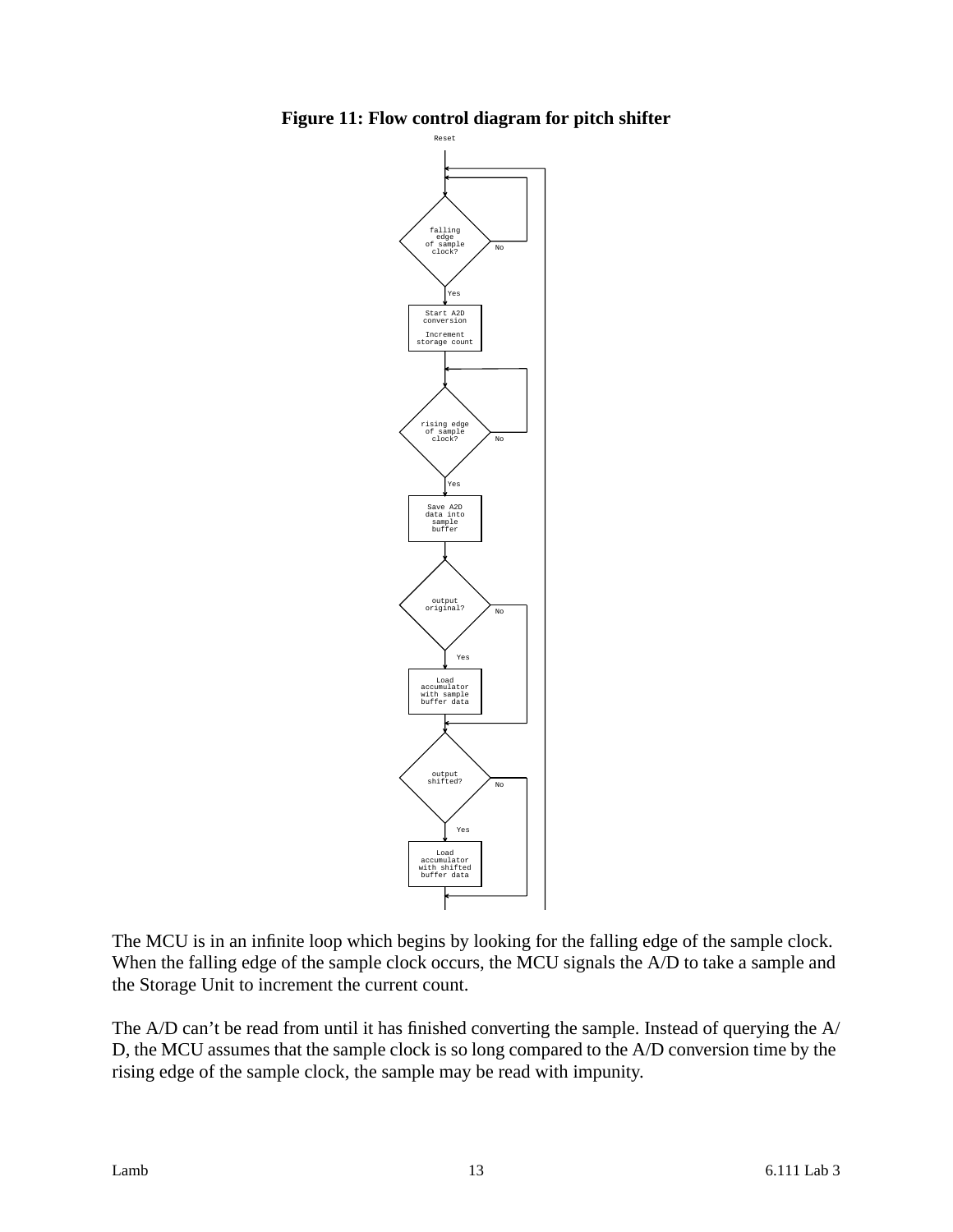**Figure 11: Flow control diagram for pitch shifter**

The MCU is in an infinite loop which begins by looking for the falling edge of the sample clock. When the falling edge of the sample clock occurs, the MCU signals the A/D to take a sample and the Storage Unit to increment the current count.

The A/D can't be read from until it has finished converting the sample. Instead of querying the A/D, the MCU assumes that the sample clock is so long compared to the A/D conversion time by the rising edge of the sample clock, the sample may be read with impunity.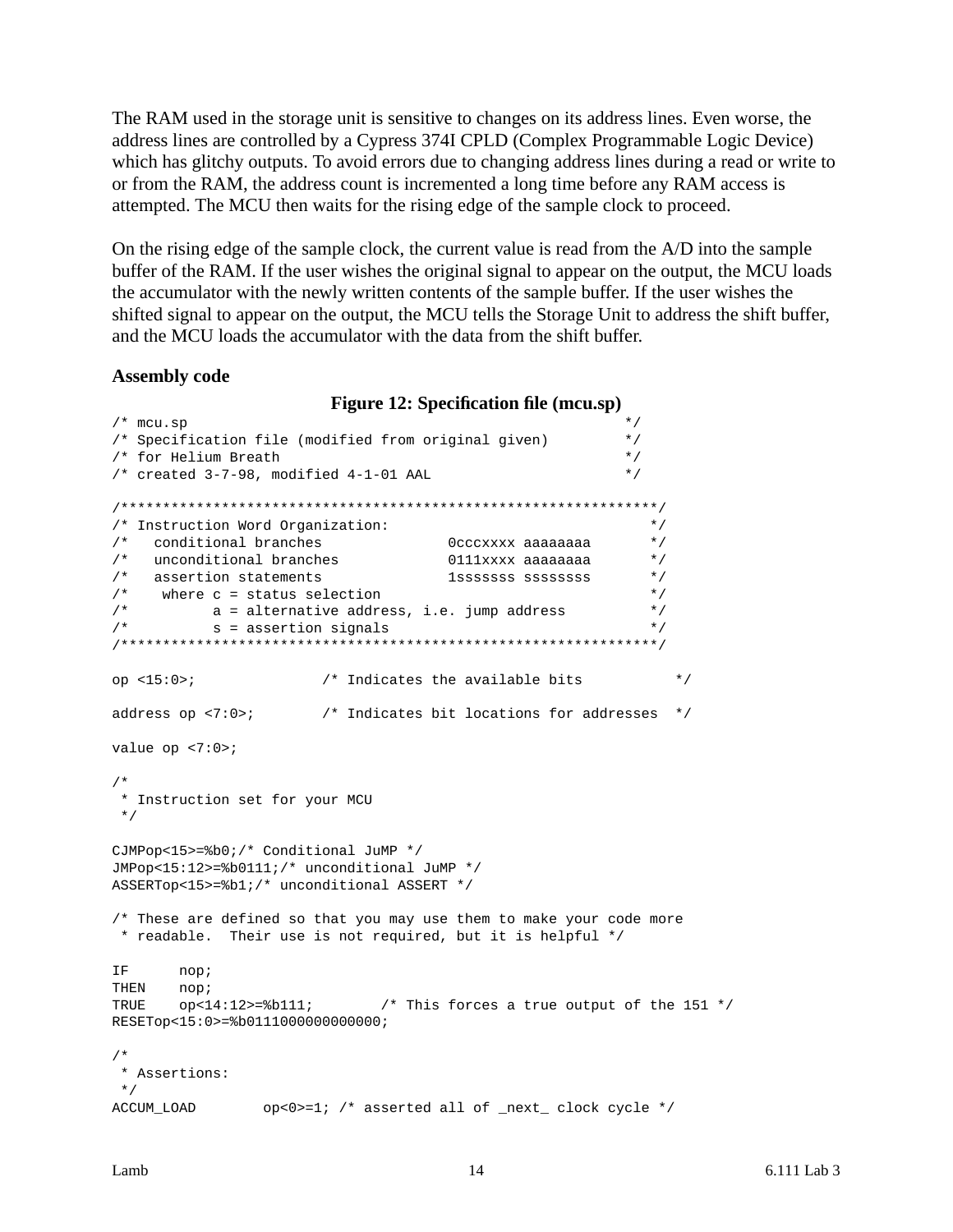The RAM used in the storage unit is sensitive to changes on its address lines. Even worse, the address lines are controlled by a Cypress 374I CPLD (Complex Programmable Logic Device) which has glitchy outputs. To avoid errors due to changing address lines during a read or write to or from the RAM, the address count is incremented a long time before any RAM access is attempted. The MCU then waits for the rising edge of the sample clock to proceed.

On the rising edge of the sample clock, the current value is read from the A/D into the sample buffer of the RAM. If the user wishes the original signal to appear on the output, the MCU loads the accumulator with the newly written contents of the sample buffer. If the user wishes the shifted signal to appear on the output, the MCU tells the Storage Unit to address the shift buffer, and the MCU loads the accumulator with the data from the shift buffer.

**Assembly code**

**Figure 12: Specification file (mcu.sp)**

```
/* mcu.sp                                                  */
/* Specification file (modified from original given)       */
/* for Helium Breath                                       */
/* created 3-7-98, modified 4-1-01 AAL                     */

/**************************************************************/
/* Instruction Word Organization:                             */
/*   conditional branches           0cccxxxx aaaaaaaa         */
/*   unconditional branches         0111xxxx aaaaaaaa         */
/*   assertion statements           1sssssss ssssssss         */
/*    where c = status selection                              */
/*          a = alternative address, i.e. jump address        */
/*          s = assertion signals                             */
/**************************************************************/

op <15:0>;              /* Indicates the available bits           */

address op <7:0>;       /* Indicates bit locations for addresses  */

value op <7:0>;

/*
 * Instruction set for your MCU
 */

CJMPop<15>=%b0;/* Conditional JuMP */
JMPop<15:12>=%b0111;/* unconditional JuMP */
ASSERTop<15>=%b1;/* unconditional ASSERT */

/* These are defined so that you may use them to make your code more
 * readable.  Their use is not required, but it is helpful */

IF      nop;
THEN    nop;
TRUE    op<14:12>=%b111;        /* This forces a true output of the 151 */
RESETop<15:0>=%b0111000000000000;

/*
 * Assertions:
 */
ACCUM_LOAD        op<0>=1; /* asserted all of _next_ clock cycle */
```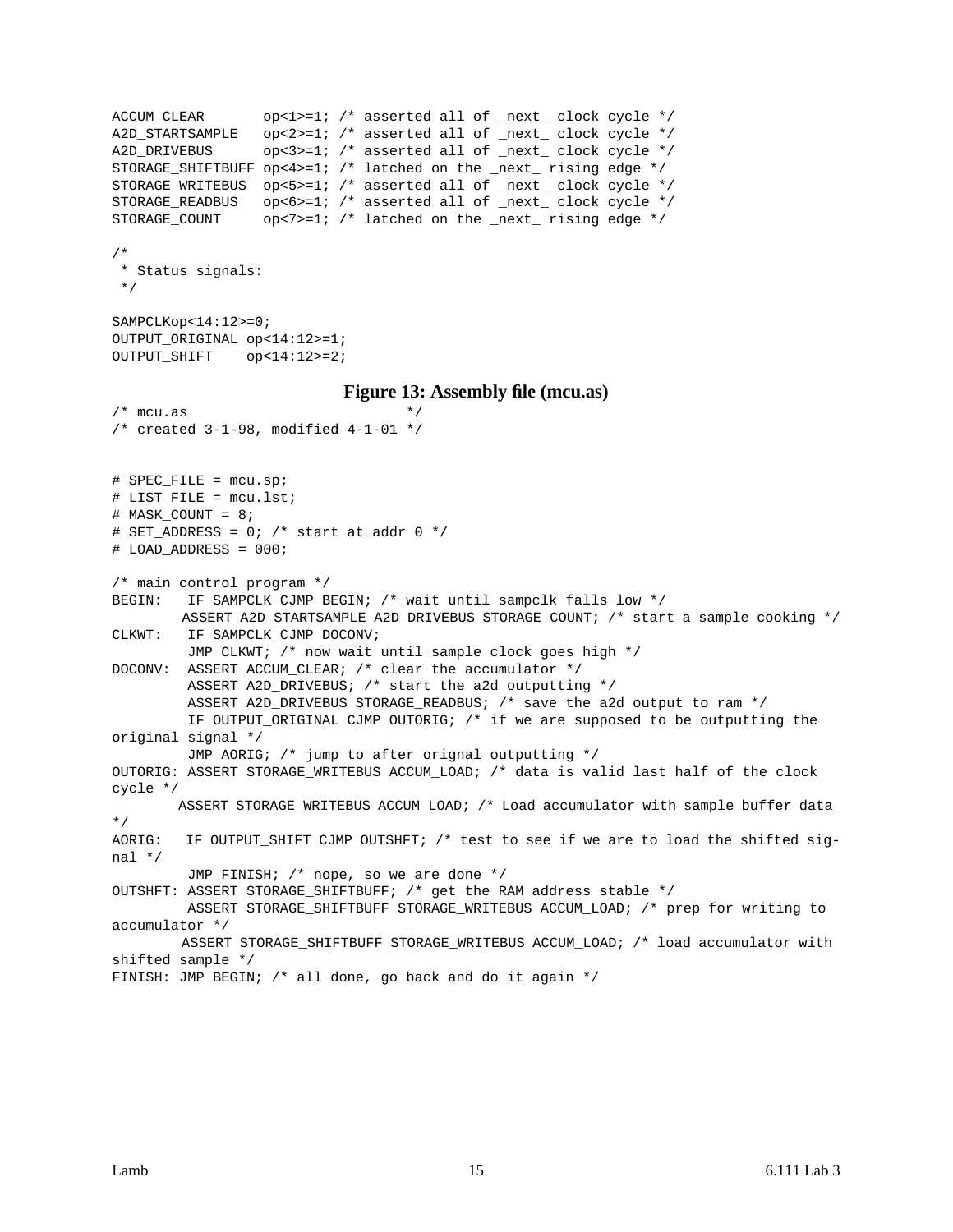```
ACCUM_CLEAR       op<1>=1; /* asserted all of _next_ clock cycle */
A2D_STARTSAMPLE   op<2>=1; /* asserted all of _next_ clock cycle */
A2D_DRIVEBUS      op<3>=1; /* asserted all of _next_ clock cycle */
STORAGE_SHIFTBUFF op<4>=1; /* latched on the _next_ rising edge */
STORAGE_WRITEBUS  op<5>=1; /* asserted all of _next_ clock cycle */
STORAGE_READBUS   op<6>=1; /* asserted all of _next_ clock cycle */
STORAGE_COUNT     op<7>=1; /* latched on the _next_ rising edge */

/*
 * Status signals:
 */

SAMPCLKop<14:12>=0;
OUTPUT_ORIGINAL op<14:12>=1;
OUTPUT_SHIFT    op<14:12>=2;
```

**Figure 13: Assembly file (mcu.as)**

```
/* mcu.as                          */
/* created 3-1-98, modified 4-1-01 */


# SPEC_FILE = mcu.sp;
# LIST_FILE = mcu.lst;
# MASK_COUNT = 8;
# SET_ADDRESS = 0; /* start at addr 0 */
# LOAD_ADDRESS = 000;

/* main control program */
BEGIN:   IF SAMPCLK CJMP BEGIN; /* wait until sampclk falls low */
        ASSERT A2D_STARTSAMPLE A2D_DRIVEBUS STORAGE_COUNT; /* start a sample cooking */
CLKWT:   IF SAMPCLK CJMP DOCONV;
         JMP CLKWT; /* now wait until sample clock goes high */
DOCONV:  ASSERT ACCUM_CLEAR; /* clear the accumulator */
         ASSERT A2D_DRIVEBUS; /* start the a2d outputting */
         ASSERT A2D_DRIVEBUS STORAGE_READBUS; /* save the a2d output to ram */
         IF OUTPUT_ORIGINAL CJMP OUTORIG; /* if we are supposed to be outputting the
original signal */
         JMP AORIG; /* jump to after orignal outputting */
OUTORIG: ASSERT STORAGE_WRITEBUS ACCUM_LOAD; /* data is valid last half of the clock
cycle */
        ASSERT STORAGE_WRITEBUS ACCUM_LOAD; /* Load accumulator with sample buffer data
*/
AORIG:   IF OUTPUT_SHIFT CJMP OUTSHFT; /* test to see if we are to load the shifted sig-
nal */
         JMP FINISH; /* nope, so we are done */
OUTSHFT: ASSERT STORAGE_SHIFTBUFF; /* get the RAM address stable */
         ASSERT STORAGE_SHIFTBUFF STORAGE_WRITEBUS ACCUM_LOAD; /* prep for writing to
accumulator */
        ASSERT STORAGE_SHIFTBUFF STORAGE_WRITEBUS ACCUM_LOAD; /* load accumulator with
shifted sample */
FINISH: JMP BEGIN; /* all done, go back and do it again */
```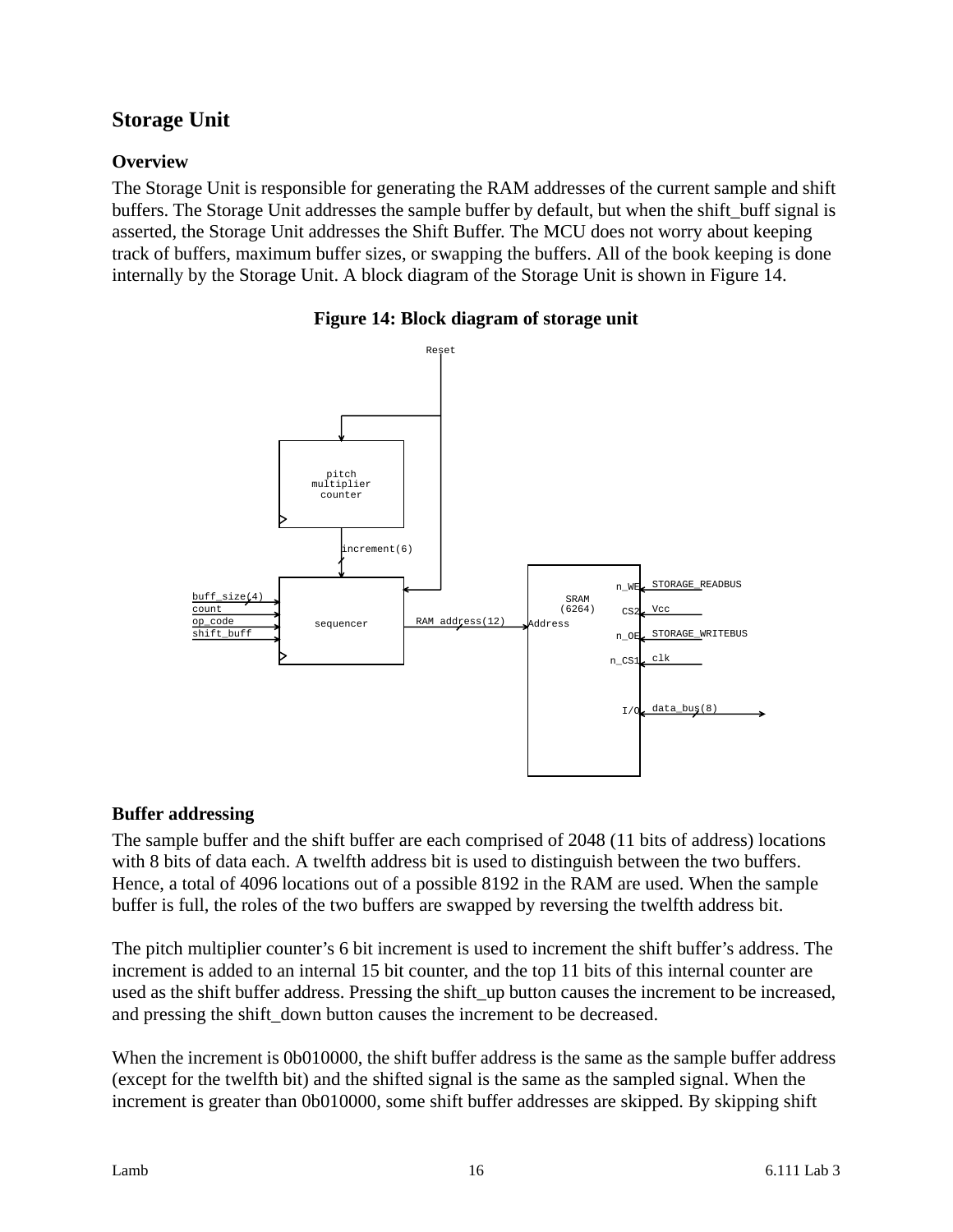## Storage Unit

### Overview

The Storage Unit is responsible for generating the RAM addresses of the current sample and shift buffers. The Storage Unit addresses the sample buffer by default, but when the shift_buff signal is asserted, the Storage Unit addresses the Shift Buffer. The MCU does not worry about keeping track of buffers, maximum buffer sizes, or swapping the buffers. All of the book keeping is done internally by the Storage Unit. A block diagram of the Storage Unit is shown in Figure 14.

**Figure 14: Block diagram of storage unit**

### Buffer addressing

The sample buffer and the shift buffer are each comprised of 2048 (11 bits of address) locations with 8 bits of data each. A twelfth address bit is used to distinguish between the two buffers. Hence, a total of 4096 locations out of a possible 8192 in the RAM are used. When the sample buffer is full, the roles of the two buffers are swapped by reversing the twelfth address bit.

The pitch multiplier counter's 6 bit increment is used to increment the shift buffer's address. The increment is added to an internal 15 bit counter, and the top 11 bits of this internal counter are used as the shift buffer address. Pressing the shift_up button causes the increment to be increased, and pressing the shift_down button causes the increment to be decreased.

When the increment is 0b010000, the shift buffer address is the same as the sample buffer address (except for the twelfth bit) and the shifted signal is the same as the sampled signal. When the increment is greater than 0b010000, some shift buffer addresses are skipped. By skipping shift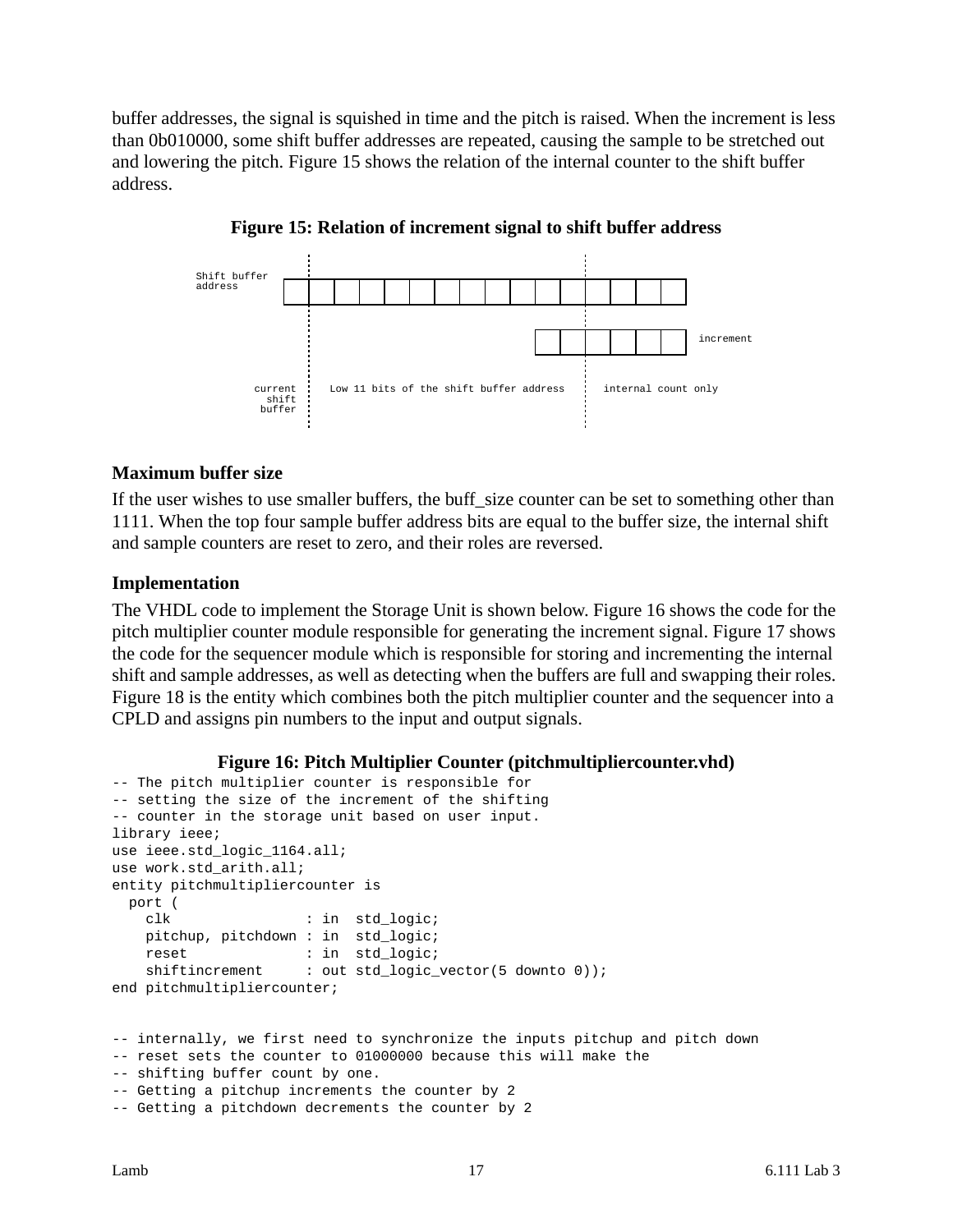buffer addresses, the signal is squished in time and the pitch is raised. When the increment is less than 0b010000, some shift buffer addresses are repeated, causing the sample to be stretched out and lowering the pitch. Figure 15 shows the relation of the internal counter to the shift buffer address.

**Figure 15: Relation of increment signal to shift buffer address**

Shift buffer address

increment

current shift buffer — Low 11 bits of the shift buffer address — internal count only

### Maximum buffer size

If the user wishes to use smaller buffers, the buff_size counter can be set to something other than 1111. When the top four sample buffer address bits are equal to the buffer size, the internal shift and sample counters are reset to zero, and their roles are reversed.

### Implementation

The VHDL code to implement the Storage Unit is shown below. Figure 16 shows the code for the pitch multiplier counter module responsible for generating the increment signal. Figure 17 shows the code for the sequencer module which is responsible for storing and incrementing the internal shift and sample addresses, as well as detecting when the buffers are full and swapping their roles. Figure 18 is the entity which combines both the pitch multiplier counter and the sequencer into a CPLD and assigns pin numbers to the input and output signals.

**Figure 16: Pitch Multiplier Counter (pitchmultipliercounter.vhd)**

```
-- The pitch multiplier counter is responsible for
-- setting the size of the increment of the shifting
-- counter in the storage unit based on user input.
library ieee;
use ieee.std_logic_1164.all;
use work.std_arith.all;
entity pitchmultipliercounter is
  port (
    clk                : in  std_logic;
    pitchup, pitchdown : in  std_logic;
    reset              : in  std_logic;
    shiftincrement     : out std_logic_vector(5 downto 0));
end pitchmultipliercounter;


-- internally, we first need to synchronize the inputs pitchup and pitch down
-- reset sets the counter to 01000000 because this will make the
-- shifting buffer count by one.
-- Getting a pitchup increments the counter by 2
-- Getting a pitchdown decrements the counter by 2
```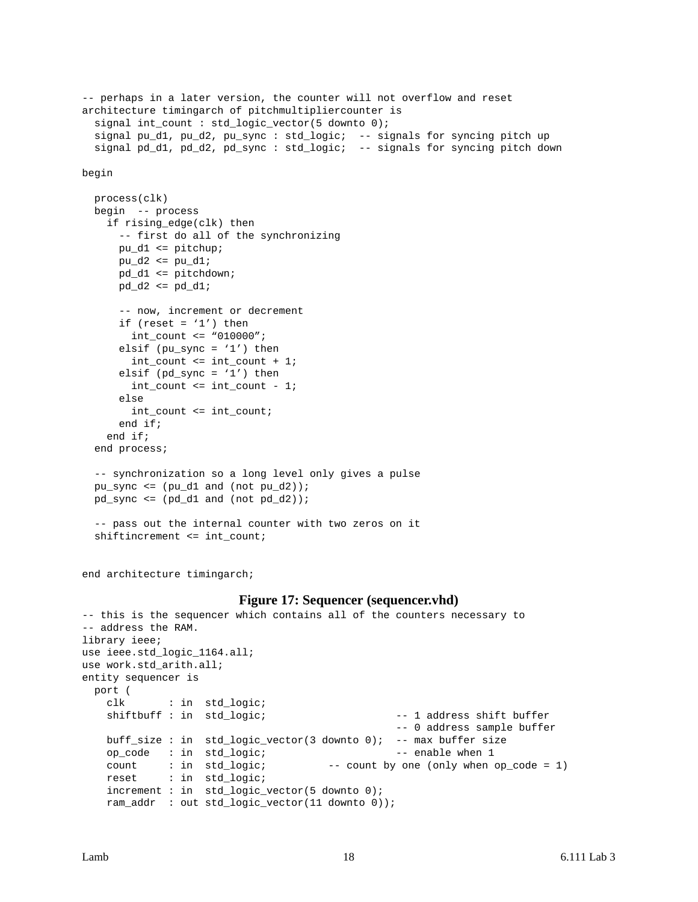```
-- perhaps in a later version, the counter will not overflow and reset
architecture timingarch of pitchmultipliercounter is
  signal int_count : std_logic_vector(5 downto 0);
  signal pu_d1, pu_d2, pu_sync : std_logic;  -- signals for syncing pitch up
  signal pd_d1, pd_d2, pd_sync : std_logic;  -- signals for syncing pitch down

begin

  process(clk)
  begin  -- process
    if rising_edge(clk) then
      -- first do all of the synchronizing
      pu_d1 <= pitchup;
      pu_d2 <= pu_d1;
      pd_d1 <= pitchdown;
      pd_d2 <= pd_d1;

      -- now, increment or decrement
      if (reset = '1') then
        int_count <= "010000";
      elsif (pu_sync = '1') then
        int_count <= int_count + 1;
      elsif (pd_sync = '1') then
        int_count <= int_count - 1;
      else
        int_count <= int_count;
      end if;
    end if;
  end process;

  -- synchronization so a long level only gives a pulse
  pu_sync <= (pu_d1 and (not pu_d2));
  pd_sync <= (pd_d1 and (not pd_d2));

  -- pass out the internal counter with two zeros on it
  shiftincrement <= int_count;


end architecture timingarch;
```

**Figure 17: Sequencer (sequencer.vhd)**

```
-- this is the sequencer which contains all of the counters necessary to
-- address the RAM.
library ieee;
use ieee.std_logic_1164.all;
use work.std_arith.all;
entity sequencer is
  port (
    clk       : in  std_logic;
    shiftbuff : in  std_logic;                      -- 1 address shift buffer
                                                    -- 0 address sample buffer
    buff_size : in  std_logic_vector(3 downto 0);  -- max buffer size
    op_code   : in  std_logic;                      -- enable when 1
    count     : in  std_logic;          -- count by one (only when op_code = 1)
    reset     : in  std_logic;
    increment : in  std_logic_vector(5 downto 0);
    ram_addr  : out std_logic_vector(11 downto 0));
```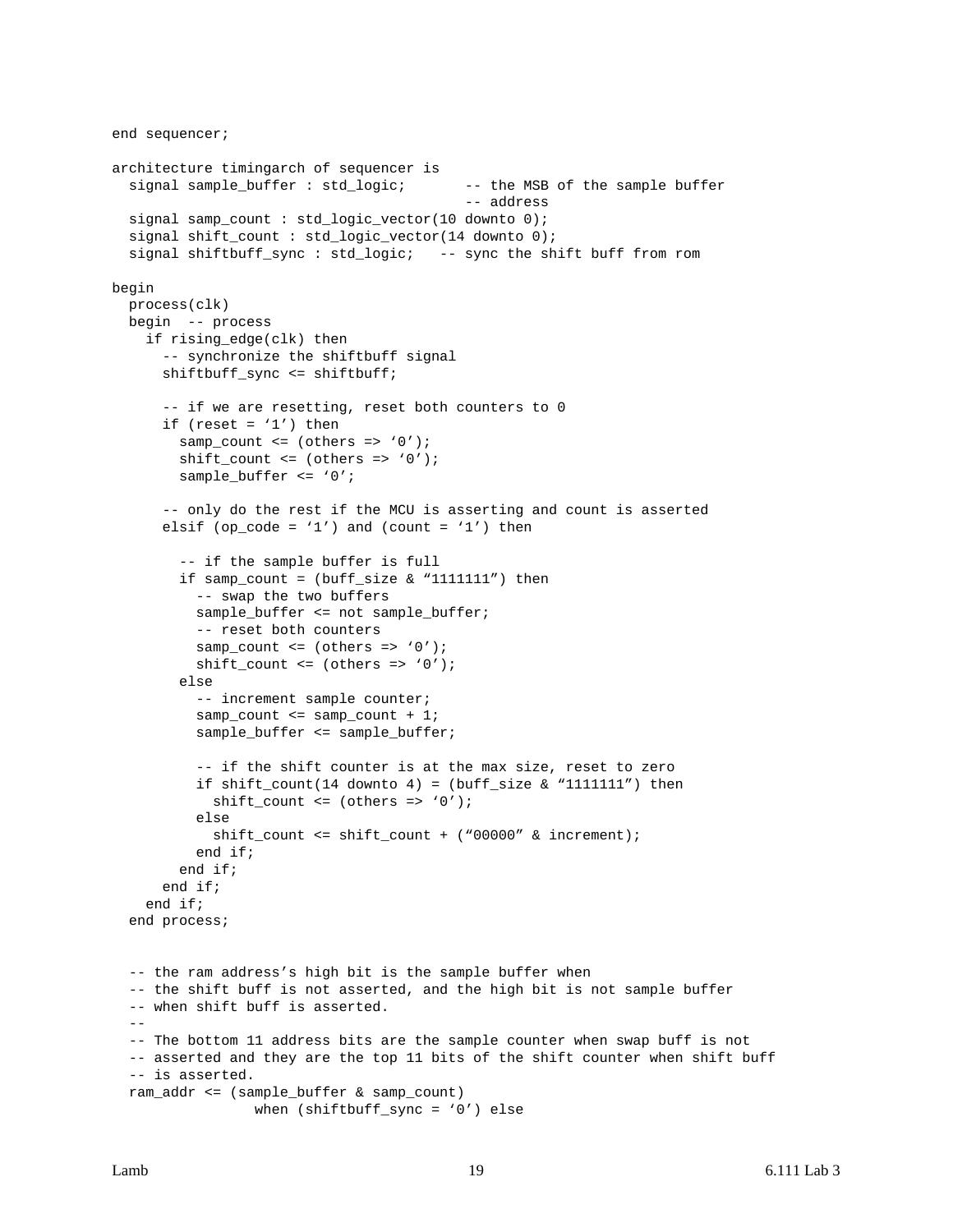```
end sequencer;

architecture timingarch of sequencer is
  signal sample_buffer : std_logic;       -- the MSB of the sample buffer
                                          -- address
  signal samp_count : std_logic_vector(10 downto 0);
  signal shift_count : std_logic_vector(14 downto 0);
  signal shiftbuff_sync : std_logic;   -- sync the shift buff from rom

begin
  process(clk)
  begin  -- process
    if rising_edge(clk) then
      -- synchronize the shiftbuff signal
      shiftbuff_sync <= shiftbuff;

      -- if we are resetting, reset both counters to 0
      if (reset = ‘1’) then
        samp_count <= (others => ‘0’);
        shift_count <= (others => ‘0’);
        sample_buffer <= ‘0’;

      -- only do the rest if the MCU is asserting and count is asserted
      elsif (op_code = ‘1’) and (count = ‘1’) then

        -- if the sample buffer is full
        if samp_count = (buff_size & “1111111”) then
          -- swap the two buffers
          sample_buffer <= not sample_buffer;
          -- reset both counters
          samp_count <= (others => ‘0’);
          shift_count <= (others => ‘0’);
        else
          -- increment sample counter;
          samp_count <= samp_count + 1;
          sample_buffer <= sample_buffer;

          -- if the shift counter is at the max size, reset to zero
          if shift_count(14 downto 4) = (buff_size & “1111111”) then
            shift_count <= (others => ‘0’);
          else
            shift_count <= shift_count + (“00000” & increment);
          end if;
        end if;
      end if;
    end if;
  end process;


  -- the ram address’s high bit is the sample buffer when
  -- the shift buff is not asserted, and the high bit is not sample buffer
  -- when shift buff is asserted.
  --
  -- The bottom 11 address bits are the sample counter when swap buff is not
  -- asserted and they are the top 11 bits of the shift counter when shift buff
  -- is asserted.
  ram_addr <= (sample_buffer & samp_count)
                when (shiftbuff_sync = ‘0’) else
```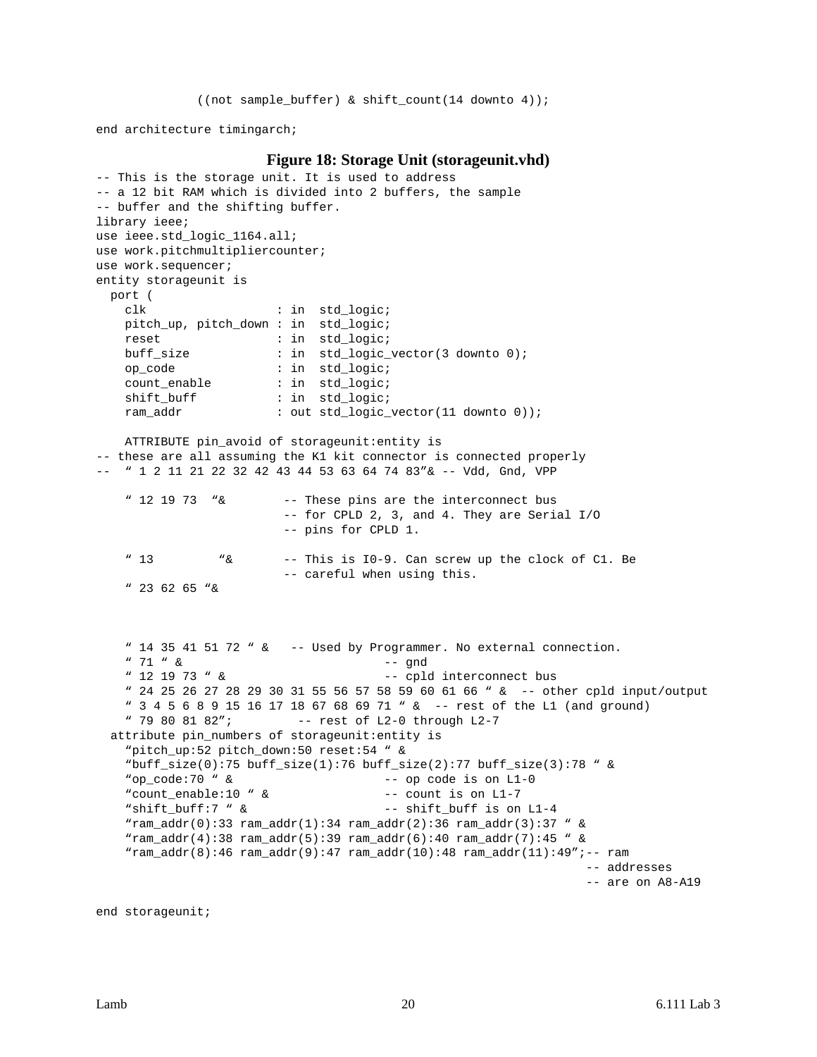```
            ((not sample_buffer) & shift_count(14 downto 4));

end architecture timingarch;
```

**Figure 18: Storage Unit (storageunit.vhd)**

```
-- This is the storage unit. It is used to address
-- a 12 bit RAM which is divided into 2 buffers, the sample
-- buffer and the shifting buffer.
library ieee;
use ieee.std_logic_1164.all;
use work.pitchmultipliercounter;
use work.sequencer;
entity storageunit is
  port (
    clk                 : in  std_logic;
    pitch_up, pitch_down : in  std_logic;
    reset               : in  std_logic;
    buff_size           : in  std_logic_vector(3 downto 0);
    op_code             : in  std_logic;
    count_enable        : in  std_logic;
    shift_buff          : in  std_logic;
    ram_addr            : out std_logic_vector(11 downto 0));

    ATTRIBUTE pin_avoid of storageunit:entity is
-- these are all assuming the K1 kit connector is connected properly
--  " 1 2 11 21 22 32 42 43 44 53 63 64 74 83"& -- Vdd, Gnd, VPP

    " 12 19 73  "&        -- These pins are the interconnect bus
                          -- for CPLD 2, 3, and 4. They are Serial I/O
                          -- pins for CPLD 1.

    " 13        "&        -- This is I0-9. Can screw up the clock of C1. Be
                          -- careful when using this.
    " 23 62 65 "&



    " 14 35 41 51 72 " &   -- Used by Programmer. No external connection.
    " 71 " &                          -- gnd
    " 12 19 73 " &                    -- cpld interconnect bus
    " 24 25 26 27 28 29 30 31 55 56 57 58 59 60 61 66 " &  -- other cpld input/output
    " 3 4 5 6 8 9 15 16 17 18 67 68 69 71 " &  -- rest of the L1 (and ground)
    " 79 80 81 82";         -- rest of L2-0 through L2-7
  attribute pin_numbers of storageunit:entity is
    "pitch_up:52 pitch_down:50 reset:54 " &
    "buff_size(0):75 buff_size(1):76 buff_size(2):77 buff_size(3):78 " &
    "op_code:70 " &                   -- op code is on L1-0
    "count_enable:10 " &              -- count is on L1-7
    "shift_buff:7 " &                 -- shift_buff is on L1-4
    "ram_addr(0):33 ram_addr(1):34 ram_addr(2):36 ram_addr(3):37 " &
    "ram_addr(4):38 ram_addr(5):39 ram_addr(6):40 ram_addr(7):45 " &
    "ram_addr(8):46 ram_addr(9):47 ram_addr(10):48 ram_addr(11):49";-- ram
                                                                  -- addresses
                                                                  -- are on A8-A19

end storageunit;
```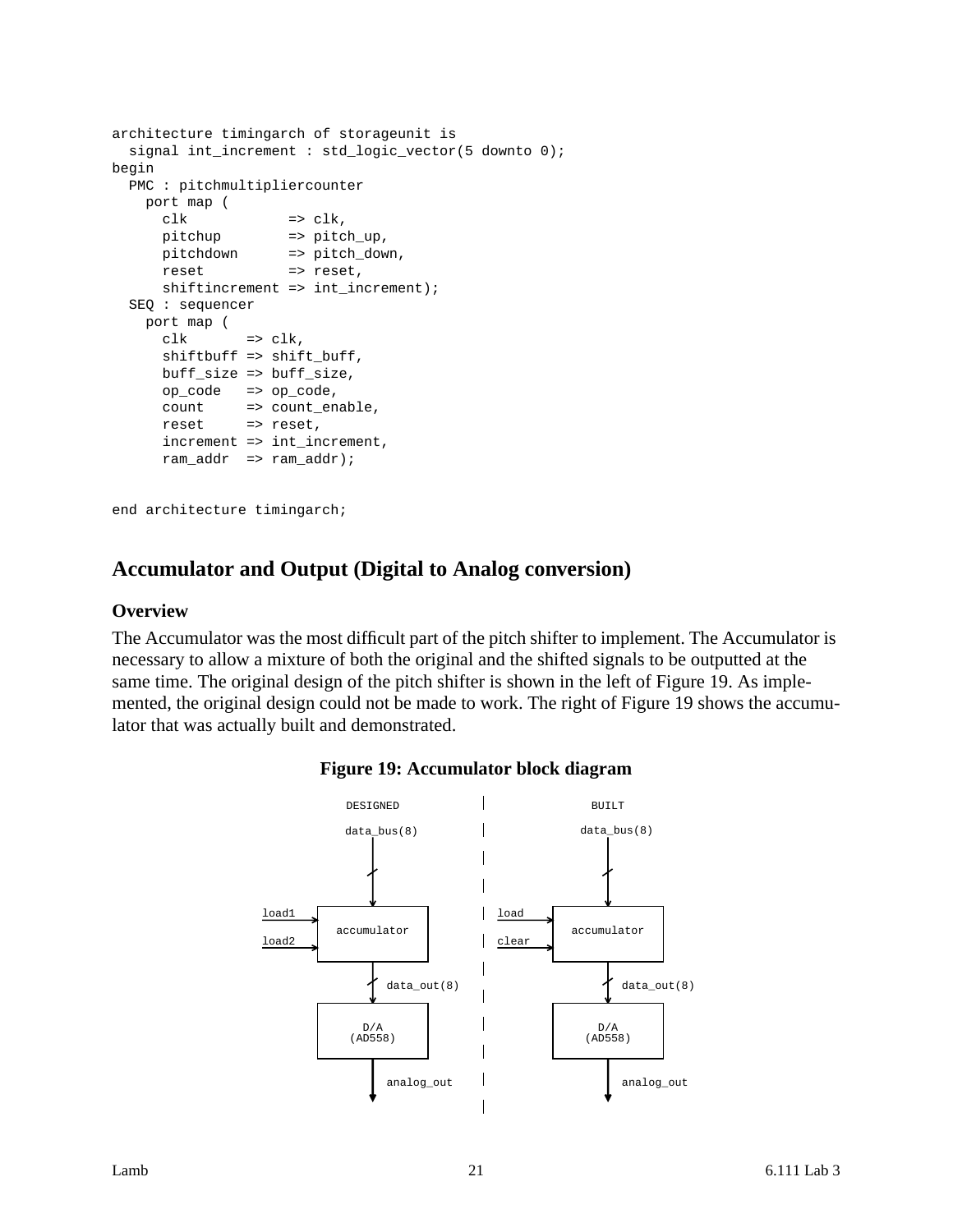```
architecture timingarch of storageunit is
  signal int_increment : std_logic_vector(5 downto 0);
begin
  PMC : pitchmultipliercounter
    port map (
      clk            => clk,
      pitchup        => pitch_up,
      pitchdown      => pitch_down,
      reset          => reset,
      shiftincrement => int_increment);
  SEQ : sequencer
    port map (
      clk       => clk,
      shiftbuff => shift_buff,
      buff_size => buff_size,
      op_code   => op_code,
      count     => count_enable,
      reset     => reset,
      increment => int_increment,
      ram_addr  => ram_addr);


end architecture timingarch;
```

## Accumulator and Output (Digital to Analog conversion)

### Overview

The Accumulator was the most difficult part of the pitch shifter to implement. The Accumulator is necessary to allow a mixture of both the original and the shifted signals to be outputted at the same time. The original design of the pitch shifter is shown in the left of Figure 19. As implemented, the original design could not be made to work. The right of Figure 19 shows the accumulator that was actually built and demonstrated.

**Figure 19: Accumulator block diagram**

DESIGNED: data_bus(8) → accumulator (inputs: load1, load2) → data_out(8) → D/A (AD558) → analog_out

BUILT: data_bus(8) → accumulator (inputs: load, clear) → data_out(8) → D/A (AD558) → analog_out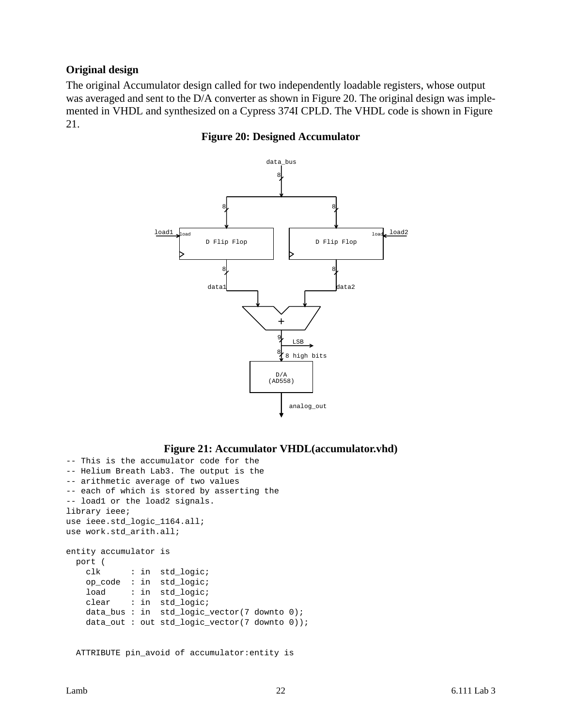**Original design**

The original Accumulator design called for two independently loadable registers, whose output was averaged and sent to the D/A converter as shown in Figure 20. The original design was implemented in VHDL and synthesized on a Cypress 374I CPLD. The VHDL code is shown in Figure 21.

**Figure 20: Designed Accumulator**

**Figure 21: Accumulator VHDL(accumulator.vhd)**

```
-- This is the accumulator code for the
-- Helium Breath Lab3. The output is the
-- arithmetic average of two values
-- each of which is stored by asserting the
-- load1 or the load2 signals.
library ieee;
use ieee.std_logic_1164.all;
use work.std_arith.all;

entity accumulator is
  port (
    clk      : in  std_logic;
    op_code  : in  std_logic;
    load     : in  std_logic;
    clear    : in  std_logic;
    data_bus : in  std_logic_vector(7 downto 0);
    data_out : out std_logic_vector(7 downto 0));


  ATTRIBUTE pin_avoid of accumulator:entity is
```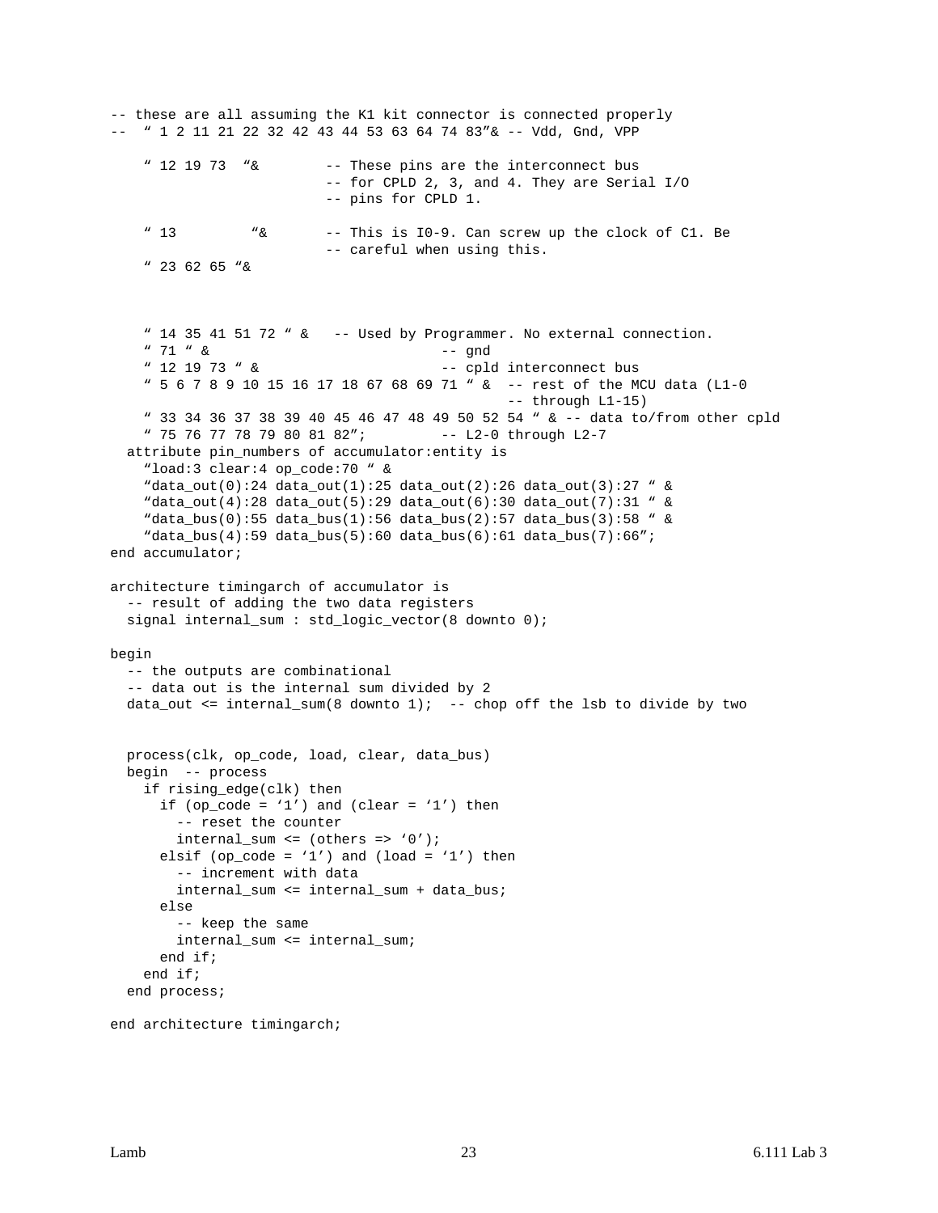```
-- these are all assuming the K1 kit connector is connected properly
--  " 1 2 11 21 22 32 42 43 44 53 63 64 74 83"& -- Vdd, Gnd, VPP

    " 12 19 73  "&        -- These pins are the interconnect bus
                          -- for CPLD 2, 3, and 4. They are Serial I/O
                          -- pins for CPLD 1.

    " 13        "&        -- This is I0-9. Can screw up the clock of C1. Be
                          -- careful when using this.
    " 23 62 65 "&



    " 14 35 41 51 72 " &   -- Used by Programmer. No external connection.
    " 71 " &                          -- gnd
    " 12 19 73 " &                    -- cpld interconnect bus
    " 5 6 7 8 9 10 15 16 17 18 67 68 69 71 " &  -- rest of the MCU data (L1-0
                                                -- through L1-15)
    " 33 34 36 37 38 39 40 45 46 47 48 49 50 52 54 " & -- data to/from other cpld
    " 75 76 77 78 79 80 81 82";         -- L2-0 through L2-7
  attribute pin_numbers of accumulator:entity is
    "load:3 clear:4 op_code:70 " &
    "data_out(0):24 data_out(1):25 data_out(2):26 data_out(3):27 " &
    "data_out(4):28 data_out(5):29 data_out(6):30 data_out(7):31 " &
    "data_bus(0):55 data_bus(1):56 data_bus(2):57 data_bus(3):58 " &
    "data_bus(4):59 data_bus(5):60 data_bus(6):61 data_bus(7):66";
end accumulator;

architecture timingarch of accumulator is
  -- result of adding the two data registers
  signal internal_sum : std_logic_vector(8 downto 0);

begin
  -- the outputs are combinational
  -- data out is the internal sum divided by 2
  data_out <= internal_sum(8 downto 1);  -- chop off the lsb to divide by two


  process(clk, op_code, load, clear, data_bus)
  begin  -- process
    if rising_edge(clk) then
      if (op_code = '1') and (clear = '1') then
        -- reset the counter
        internal_sum <= (others => '0');
      elsif (op_code = '1') and (load = '1') then
        -- increment with data
        internal_sum <= internal_sum + data_bus;
      else
        -- keep the same
        internal_sum <= internal_sum;
      end if;
    end if;
  end process;

end architecture timingarch;
```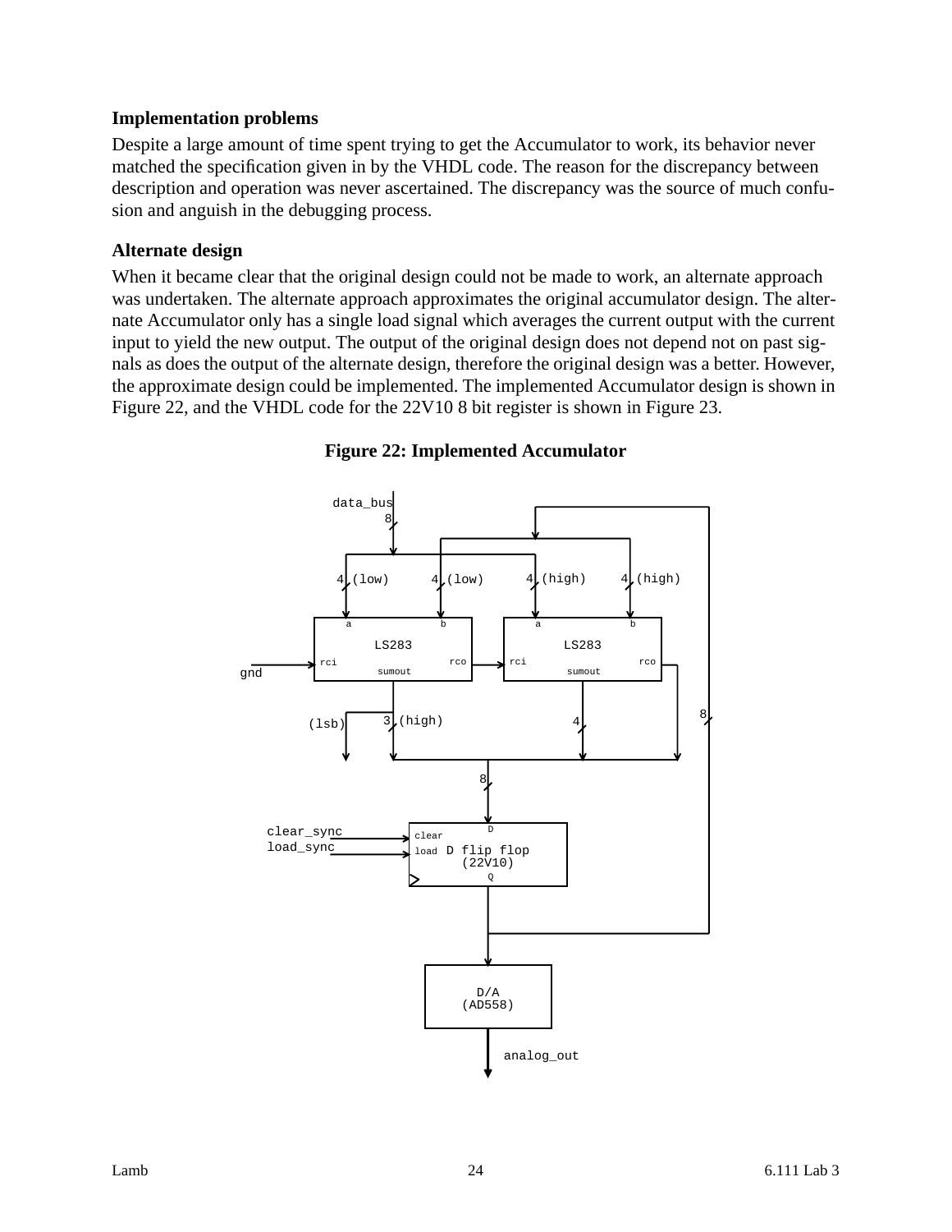### Implementation problems

Despite a large amount of time spent trying to get the Accumulator to work, its behavior never matched the specification given in by the VHDL code. The reason for the discrepancy between description and operation was never ascertained. The discrepancy was the source of much confusion and anguish in the debugging process.

### Alternate design

When it became clear that the original design could not be made to work, an alternate approach was undertaken. The alternate approach approximates the original accumulator design. The alternate Accumulator only has a single load signal which averages the current output with the current input to yield the new output. The output of the original design does not depend not on past signals as does the output of the alternate design, therefore the original design was a better. However, the approximate design could be implemented. The implemented Accumulator design is shown in Figure 22, and the VHDL code for the 22V10 8 bit register is shown in Figure 23.

**Figure 22: Implemented Accumulator**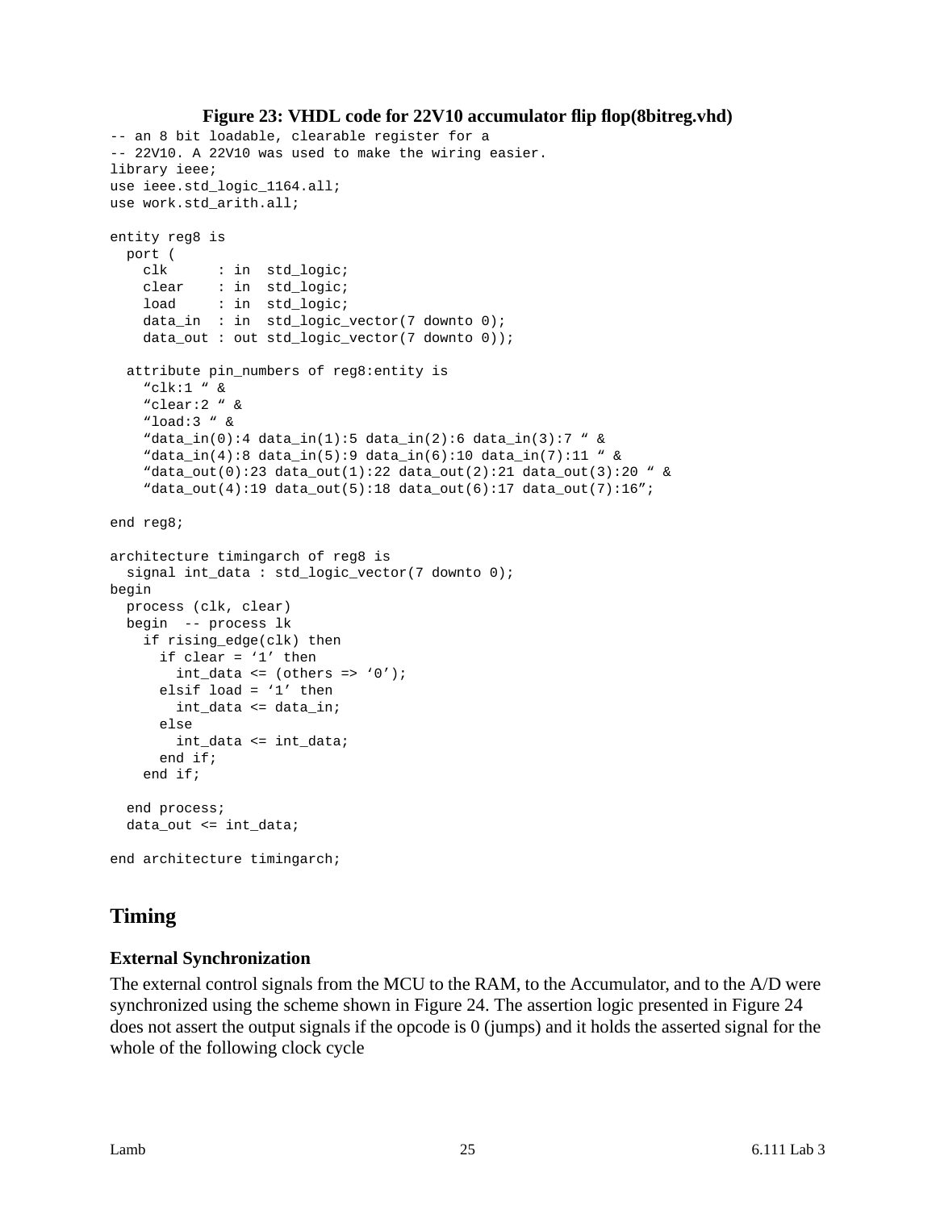**Figure 23: VHDL code for 22V10 accumulator flip flop(8bitreg.vhd)**

```
-- an 8 bit loadable, clearable register for a
-- 22V10. A 22V10 was used to make the wiring easier.
library ieee;
use ieee.std_logic_1164.all;
use work.std_arith.all;

entity reg8 is
  port (
    clk      : in  std_logic;
    clear    : in  std_logic;
    load     : in  std_logic;
    data_in  : in  std_logic_vector(7 downto 0);
    data_out : out std_logic_vector(7 downto 0));

  attribute pin_numbers of reg8:entity is
    "clk:1 " &
    "clear:2 " &
    "load:3 " &
    "data_in(0):4 data_in(1):5 data_in(2):6 data_in(3):7 " &
    "data_in(4):8 data_in(5):9 data_in(6):10 data_in(7):11 " &
    "data_out(0):23 data_out(1):22 data_out(2):21 data_out(3):20 " &
    "data_out(4):19 data_out(5):18 data_out(6):17 data_out(7):16";

end reg8;

architecture timingarch of reg8 is
  signal int_data : std_logic_vector(7 downto 0);
begin
  process (clk, clear)
  begin  -- process lk
    if rising_edge(clk) then
      if clear = '1' then
        int_data <= (others => '0');
      elsif load = '1' then
        int_data <= data_in;
      else
        int_data <= int_data;
      end if;
    end if;

  end process;
  data_out <= int_data;

end architecture timingarch;
```

## Timing

### External Synchronization

The external control signals from the MCU to the RAM, to the Accumulator, and to the A/D were synchronized using the scheme shown in Figure 24. The assertion logic presented in Figure 24 does not assert the output signals if the opcode is 0 (jumps) and it holds the asserted signal for the whole of the following clock cycle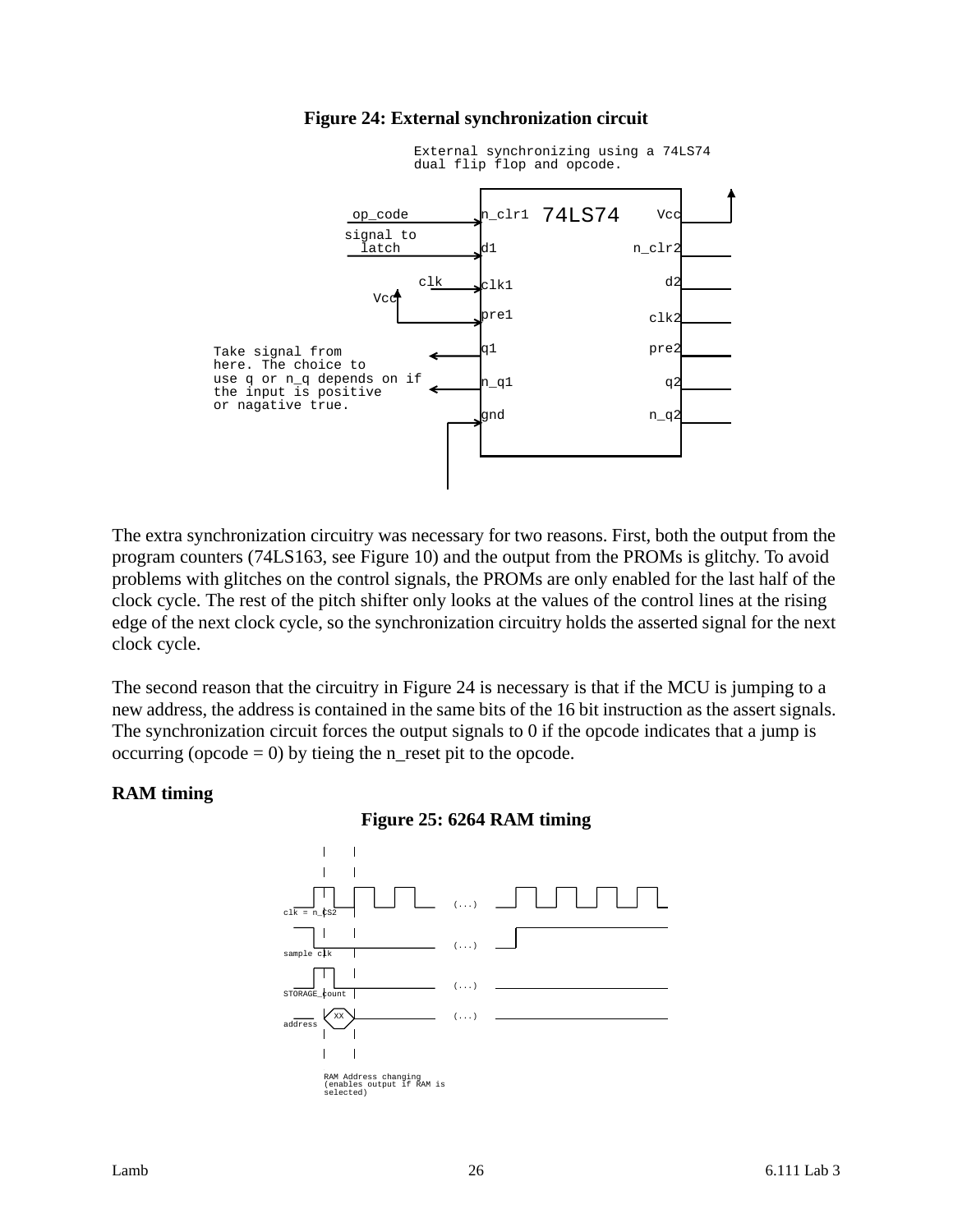**Figure 24: External synchronization circuit**

```
                     External synchronizing using a 74LS74
                     dual flip flop and opcode.

          op_code        n_clr1  74LS74     Vcc
         signal to
           latch         d1               n_clr2

                 clk     clk1                 d2
             Vcc
                         pre1               clk2

Take signal from         q1                 pre2
here. The choice to
use q or n_q depends on if   n_q1             q2
the input is positive
or nagative true.        gnd                n_q2
```

The extra synchronization circuitry was necessary for two reasons. First, both the output from the program counters (74LS163, see Figure 10) and the output from the PROMs is glitchy. To avoid problems with glitches on the control signals, the PROMs are only enabled for the last half of the clock cycle. The rest of the pitch shifter only looks at the values of the control lines at the rising edge of the next clock cycle, so the synchronization circuitry holds the asserted signal for the next clock cycle.

The second reason that the circuitry in Figure 24 is necessary is that if the MCU is jumping to a new address, the address is contained in the same bits of the 16 bit instruction as the assert signals. The synchronization circuit forces the output signals to 0 if the opcode indicates that a jump is occurring (opcode = 0) by tieing the n_reset pit to the opcode.

**RAM timing**

**Figure 25: 6264 RAM timing**

```
clk = n_CS2       (...)
sample clk        (...)
STORAGE_count     (...)
address      XX   (...)

RAM Address changing
(enables output if RAM is
selected)
```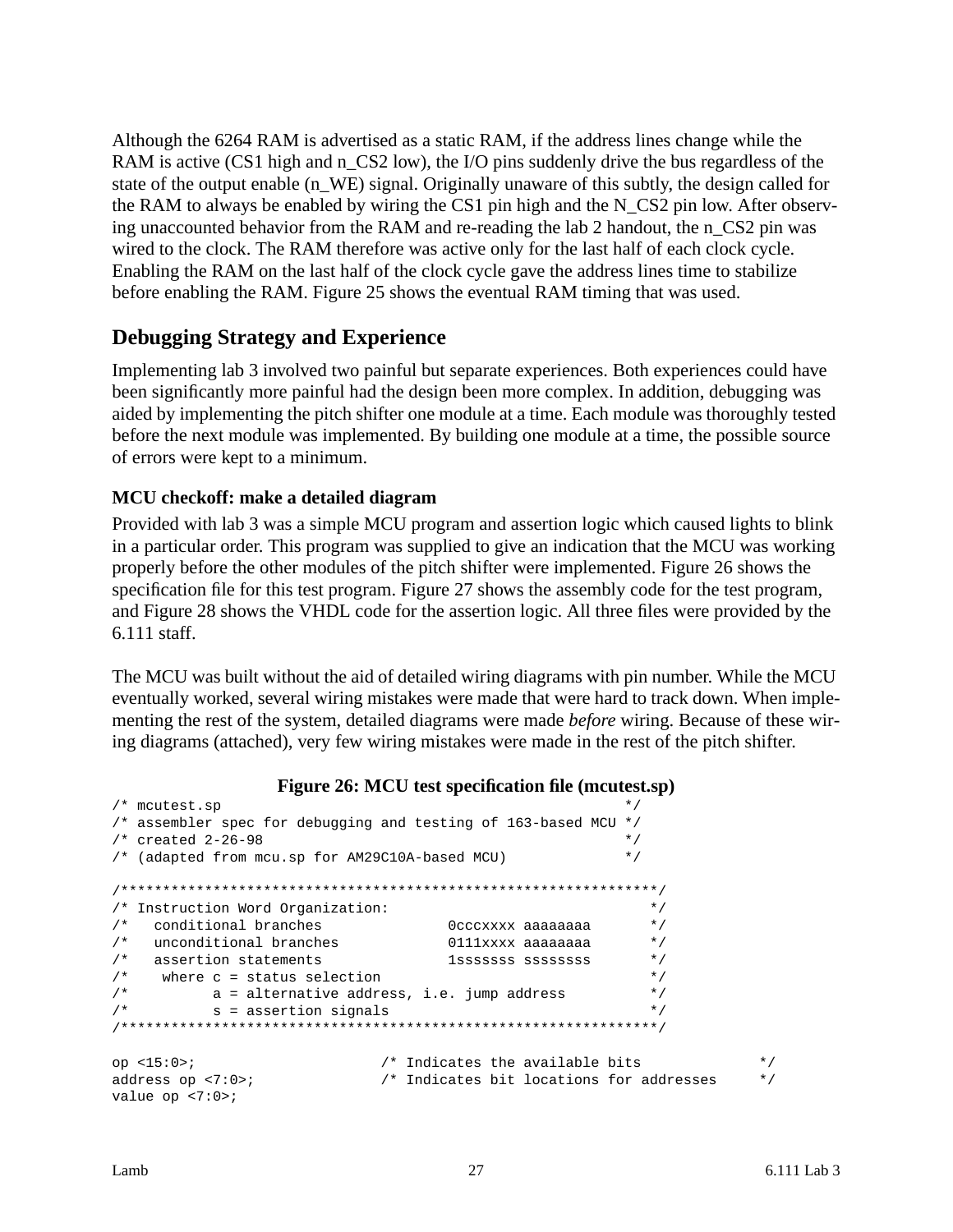Although the 6264 RAM is advertised as a static RAM, if the address lines change while the RAM is active (CS1 high and n_CS2 low), the I/O pins suddenly drive the bus regardless of the state of the output enable (n_WE) signal. Originally unaware of this subtly, the design called for the RAM to always be enabled by wiring the CS1 pin high and the N_CS2 pin low. After observing unaccounted behavior from the RAM and re-reading the lab 2 handout, the n_CS2 pin was wired to the clock. The RAM therefore was active only for the last half of each clock cycle. Enabling the RAM on the last half of the clock cycle gave the address lines time to stabilize before enabling the RAM. Figure 25 shows the eventual RAM timing that was used.

## Debugging Strategy and Experience

Implementing lab 3 involved two painful but separate experiences. Both experiences could have been significantly more painful had the design been more complex. In addition, debugging was aided by implementing the pitch shifter one module at a time. Each module was thoroughly tested before the next module was implemented. By building one module at a time, the possible source of errors were kept to a minimum.

### MCU checkoff: make a detailed diagram

Provided with lab 3 was a simple MCU program and assertion logic which caused lights to blink in a particular order. This program was supplied to give an indication that the MCU was working properly before the other modules of the pitch shifter were implemented. Figure 26 shows the specification file for this test program. Figure 27 shows the assembly code for the test program, and Figure 28 shows the VHDL code for the assertion logic. All three files were provided by the 6.111 staff.

The MCU was built without the aid of detailed wiring diagrams with pin number. While the MCU eventually worked, several wiring mistakes were made that were hard to track down. When implementing the rest of the system, detailed diagrams were made *before* wiring. Because of these wiring diagrams (attached), very few wiring mistakes were made in the rest of the pitch shifter.

**Figure 26: MCU test specification file (mcutest.sp)**

```
/* mcutest.sp                                              */
/* assembler spec for debugging and testing of 163-based MCU */
/* created 2-26-98                                         */
/* (adapted from mcu.sp for AM29C10A-based MCU)            */

/**************************************************************/
/* Instruction Word Organization:                            */
/*   conditional branches              0cccxxxx aaaaaaaa     */
/*   unconditional branches            0111xxxx aaaaaaaa     */
/*   assertion statements              1sssssss ssssssss     */
/*    where c = status selection                             */
/*          a = alternative address, i.e. jump address       */
/*          s = assertion signals                            */
/**************************************************************/

op <15:0>;                      /* Indicates the available bits            */
address op <7:0>;               /* Indicates bit locations for addresses   */
value op <7:0>;
```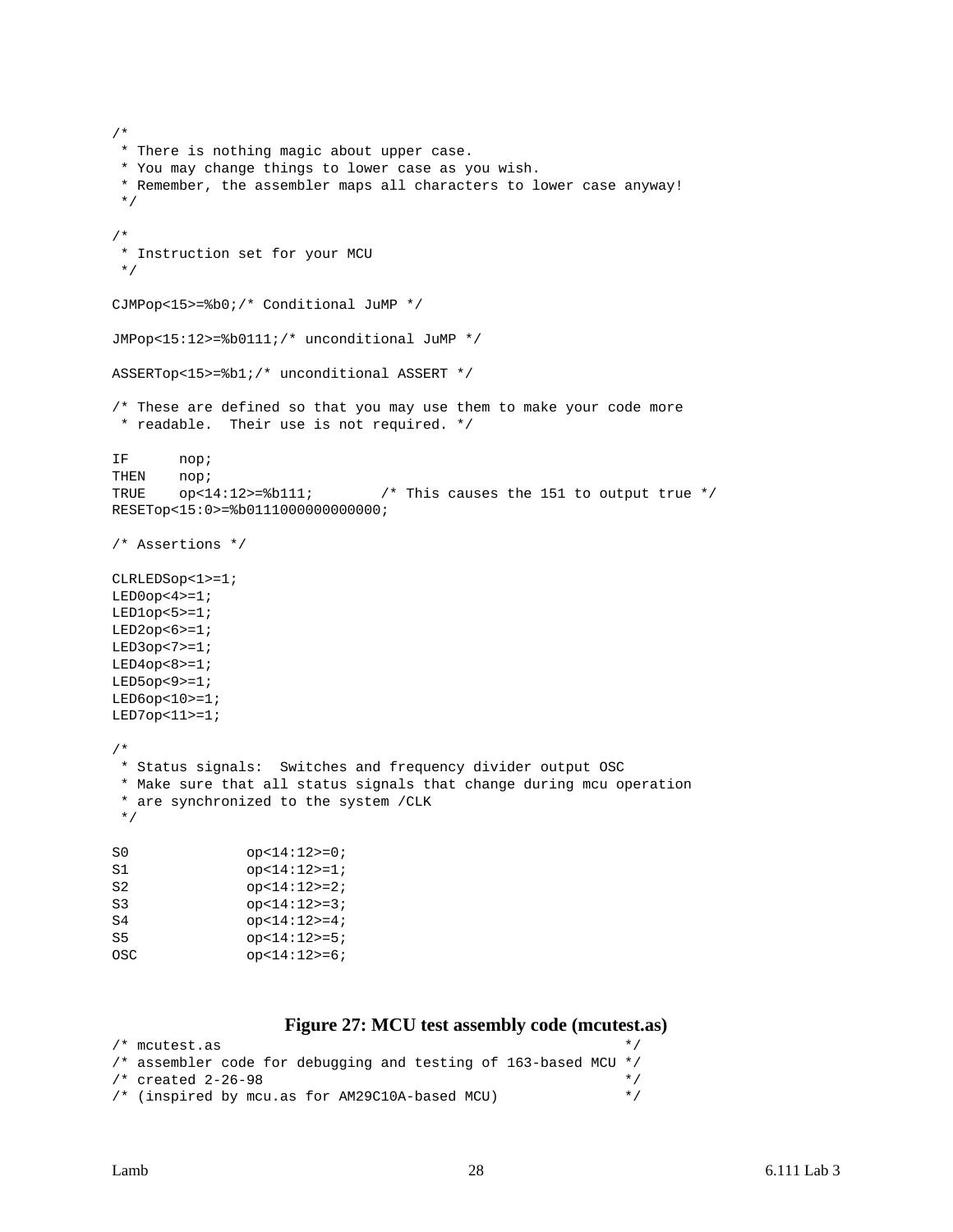```
/*
 * There is nothing magic about upper case.
 * You may change things to lower case as you wish.
 * Remember, the assembler maps all characters to lower case anyway!
 */

/*
 * Instruction set for your MCU
 */

CJMPop<15>=%b0;/* Conditional JuMP */

JMPop<15:12>=%b0111;/* unconditional JuMP */

ASSERTop<15>=%b1;/* unconditional ASSERT */

/* These are defined so that you may use them to make your code more
 * readable.  Their use is not required. */

IF      nop;
THEN    nop;
TRUE    op<14:12>=%b111;        /* This causes the 151 to output true */
RESETop<15:0>=%b0111000000000000;

/* Assertions */

CLRLEDSop<1>=1;
LED0op<4>=1;
LED1op<5>=1;
LED2op<6>=1;
LED3op<7>=1;
LED4op<8>=1;
LED5op<9>=1;
LED6op<10>=1;
LED7op<11>=1;

/*
 * Status signals:  Switches and frequency divider output OSC
 * Make sure that all status signals that change during mcu operation
 * are synchronized to the system /CLK
 */

S0              op<14:12>=0;
S1              op<14:12>=1;
S2              op<14:12>=2;
S3              op<14:12>=3;
S4              op<14:12>=4;
S5              op<14:12>=5;
OSC             op<14:12>=6;
```

**Figure 27: MCU test assembly code (mcutest.as)**

```
/* mcutest.as                                              */
/* assembler code for debugging and testing of 163-based MCU */
/* created 2-26-98                                         */
/* (inspired by mcu.as for AM29C10A-based MCU)             */
```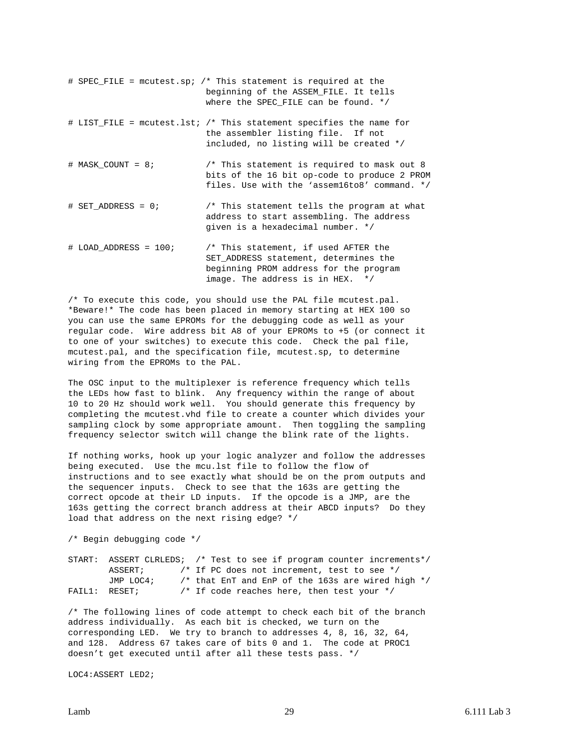```
# SPEC_FILE = mcutest.sp; /* This statement is required at the
                           beginning of the ASSEM_FILE. It tells
                           where the SPEC_FILE can be found. */

# LIST_FILE = mcutest.lst; /* This statement specifies the name for
                           the assembler listing file.  If not
                           included, no listing will be created */

# MASK_COUNT = 8;          /* This statement is required to mask out 8
                           bits of the 16 bit op-code to produce 2 PROM
                           files. Use with the 'assem16to8' command. */

# SET_ADDRESS = 0;         /* This statement tells the program at what
                           address to start assembling. The address
                           given is a hexadecimal number. */

# LOAD_ADDRESS = 100;      /* This statement, if used AFTER the
                           SET_ADDRESS statement, determines the
                           beginning PROM address for the program
                           image. The address is in HEX.  */

/* To execute this code, you should use the PAL file mcutest.pal.
*Beware!* The code has been placed in memory starting at HEX 100 so
you can use the same EPROMs for the debugging code as well as your
regular code.  Wire address bit A8 of your EPROMs to +5 (or connect it
to one of your switches) to execute this code.  Check the pal file,
mcutest.pal, and the specification file, mcutest.sp, to determine
wiring from the EPROMs to the PAL.

The OSC input to the multiplexer is reference frequency which tells
the LEDs how fast to blink.  Any frequency within the range of about
10 to 20 Hz should work well.  You should generate this frequency by
completing the mcutest.vhd file to create a counter which divides your
sampling clock by some appropriate amount.  Then toggling the sampling
frequency selector switch will change the blink rate of the lights.

If nothing works, hook up your logic analyzer and follow the addresses
being executed.  Use the mcu.lst file to follow the flow of
instructions and to see exactly what should be on the prom outputs and
the sequencer inputs.  Check to see that the 163s are getting the
correct opcode at their LD inputs.  If the opcode is a JMP, are the
163s getting the correct branch address at their ABCD inputs?  Do they
load that address on the next rising edge? */

/* Begin debugging code */

START:  ASSERT CLRLEDS;  /* Test to see if program counter increments*/
        ASSERT;       /* If PC does not increment, test to see */
        JMP LOC4;     /* that EnT and EnP of the 163s are wired high */
FAIL1:  RESET;        /* If code reaches here, then test your */

/* The following lines of code attempt to check each bit of the branch
address individually.  As each bit is checked, we turn on the
corresponding LED.  We try to branch to addresses 4, 8, 16, 32, 64,
and 128.  Address 67 takes care of bits 0 and 1.  The code at PROC1
doesn't get executed until after all these tests pass. */

LOC4:ASSERT LED2;
```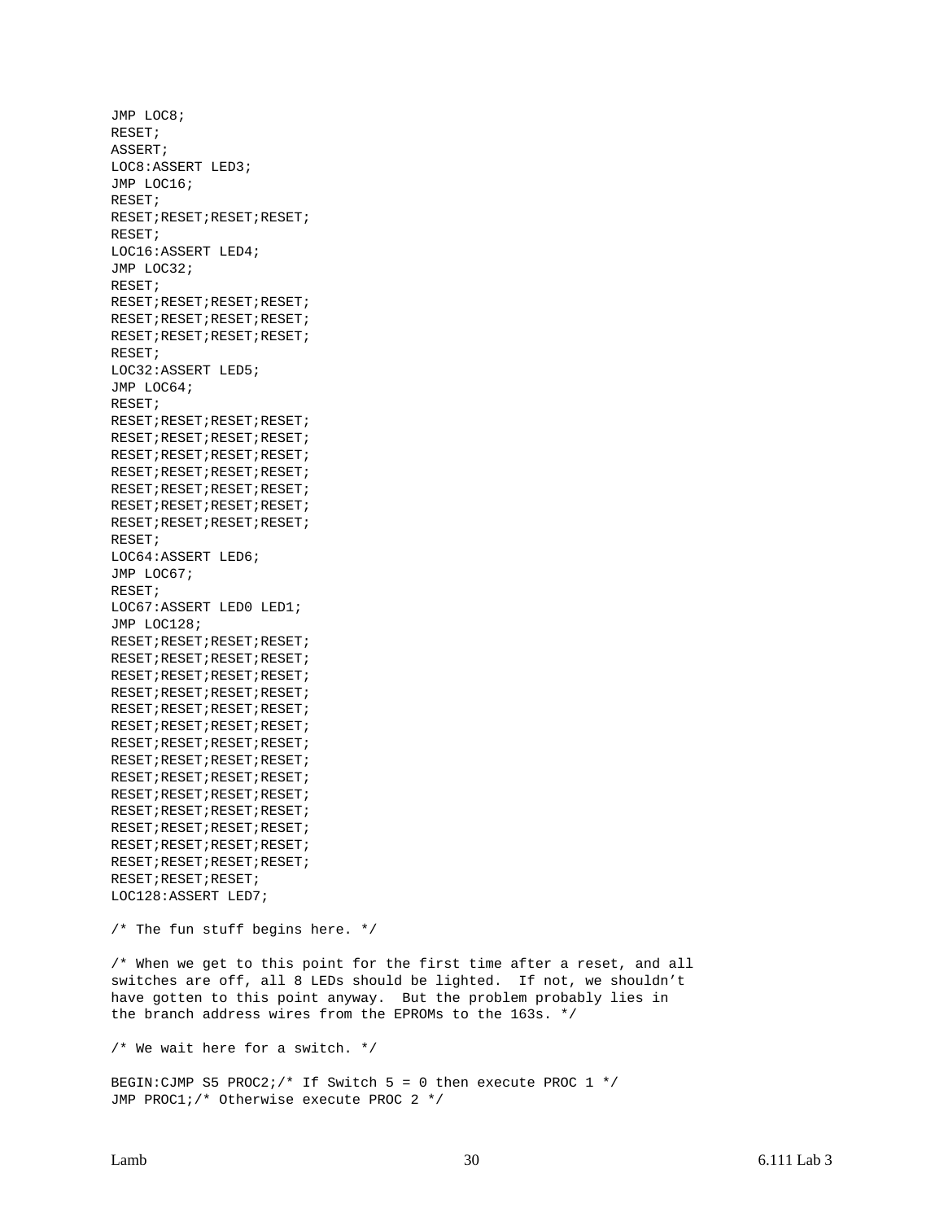```
JMP LOC8;
RESET;
ASSERT;
LOC8:ASSERT LED3;
JMP LOC16;
RESET;
RESET;RESET;RESET;RESET;
RESET;
LOC16:ASSERT LED4;
JMP LOC32;
RESET;
RESET;RESET;RESET;RESET;
RESET;RESET;RESET;RESET;
RESET;RESET;RESET;RESET;
RESET;
LOC32:ASSERT LED5;
JMP LOC64;
RESET;
RESET;RESET;RESET;RESET;
RESET;RESET;RESET;RESET;
RESET;RESET;RESET;RESET;
RESET;RESET;RESET;RESET;
RESET;RESET;RESET;RESET;
RESET;RESET;RESET;RESET;
RESET;RESET;RESET;RESET;
RESET;
LOC64:ASSERT LED6;
JMP LOC67;
RESET;
LOC67:ASSERT LED0 LED1;
JMP LOC128;
RESET;RESET;RESET;RESET;
RESET;RESET;RESET;RESET;
RESET;RESET;RESET;RESET;
RESET;RESET;RESET;RESET;
RESET;RESET;RESET;RESET;
RESET;RESET;RESET;RESET;
RESET;RESET;RESET;RESET;
RESET;RESET;RESET;RESET;
RESET;RESET;RESET;RESET;
RESET;RESET;RESET;RESET;
RESET;RESET;RESET;RESET;
RESET;RESET;RESET;RESET;
RESET;RESET;RESET;RESET;
RESET;RESET;RESET;RESET;
RESET;RESET;RESET;
LOC128:ASSERT LED7;

/* The fun stuff begins here. */

/* When we get to this point for the first time after a reset, and all
switches are off, all 8 LEDs should be lighted.  If not, we shouldn't
have gotten to this point anyway.  But the problem probably lies in
the branch address wires from the EPROMs to the 163s. */

/* We wait here for a switch. */

BEGIN:CJMP S5 PROC2;/* If Switch 5 = 0 then execute PROC 1 */
JMP PROC1;/* Otherwise execute PROC 2 */
```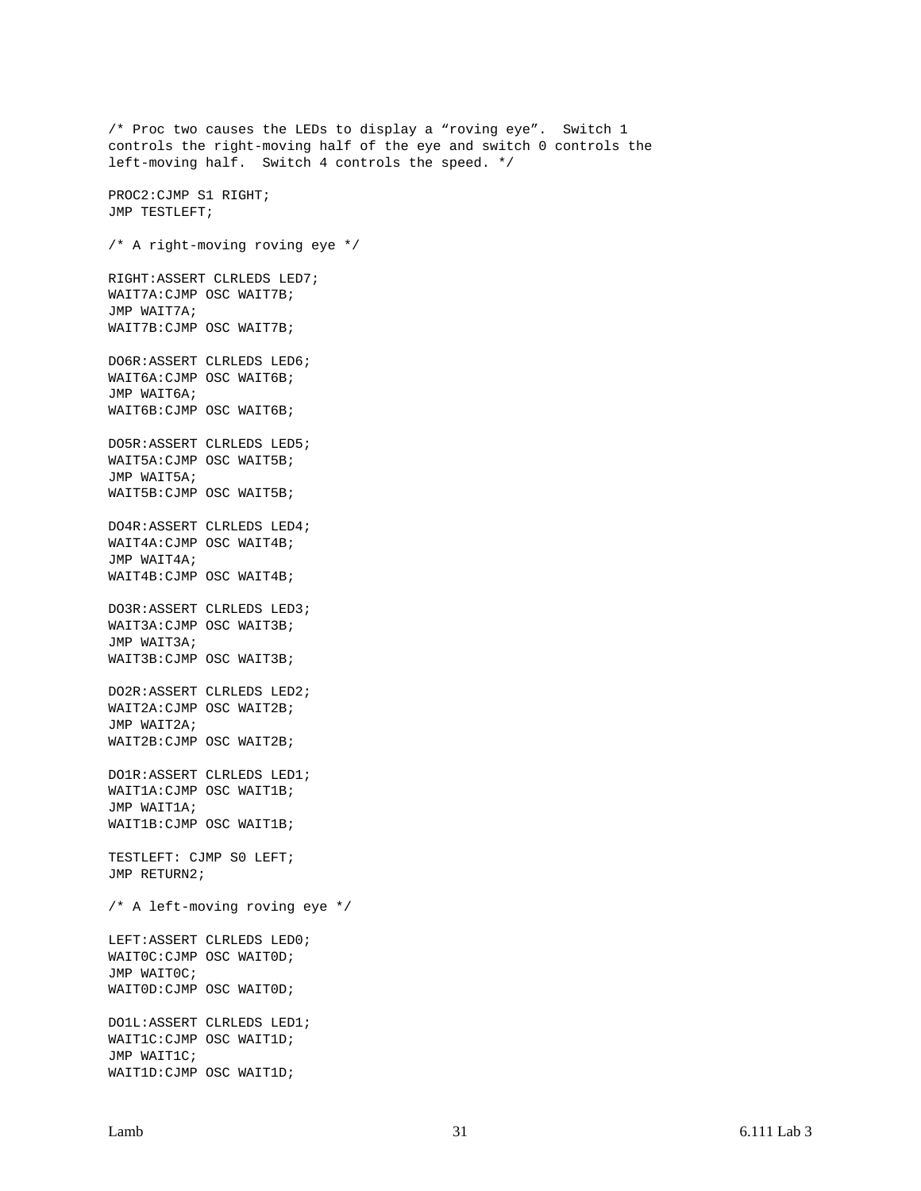```
/* Proc two causes the LEDs to display a "roving eye".  Switch 1
controls the right-moving half of the eye and switch 0 controls the
left-moving half.  Switch 4 controls the speed. */

PROC2:CJMP S1 RIGHT;
JMP TESTLEFT;

/* A right-moving roving eye */

RIGHT:ASSERT CLRLEDS LED7;
WAIT7A:CJMP OSC WAIT7B;
JMP WAIT7A;
WAIT7B:CJMP OSC WAIT7B;

DO6R:ASSERT CLRLEDS LED6;
WAIT6A:CJMP OSC WAIT6B;
JMP WAIT6A;
WAIT6B:CJMP OSC WAIT6B;

DO5R:ASSERT CLRLEDS LED5;
WAIT5A:CJMP OSC WAIT5B;
JMP WAIT5A;
WAIT5B:CJMP OSC WAIT5B;

DO4R:ASSERT CLRLEDS LED4;
WAIT4A:CJMP OSC WAIT4B;
JMP WAIT4A;
WAIT4B:CJMP OSC WAIT4B;

DO3R:ASSERT CLRLEDS LED3;
WAIT3A:CJMP OSC WAIT3B;
JMP WAIT3A;
WAIT3B:CJMP OSC WAIT3B;

DO2R:ASSERT CLRLEDS LED2;
WAIT2A:CJMP OSC WAIT2B;
JMP WAIT2A;
WAIT2B:CJMP OSC WAIT2B;

DO1R:ASSERT CLRLEDS LED1;
WAIT1A:CJMP OSC WAIT1B;
JMP WAIT1A;
WAIT1B:CJMP OSC WAIT1B;

TESTLEFT: CJMP S0 LEFT;
JMP RETURN2;

/* A left-moving roving eye */

LEFT:ASSERT CLRLEDS LED0;
WAIT0C:CJMP OSC WAIT0D;
JMP WAIT0C;
WAIT0D:CJMP OSC WAIT0D;

DO1L:ASSERT CLRLEDS LED1;
WAIT1C:CJMP OSC WAIT1D;
JMP WAIT1C;
WAIT1D:CJMP OSC WAIT1D;
```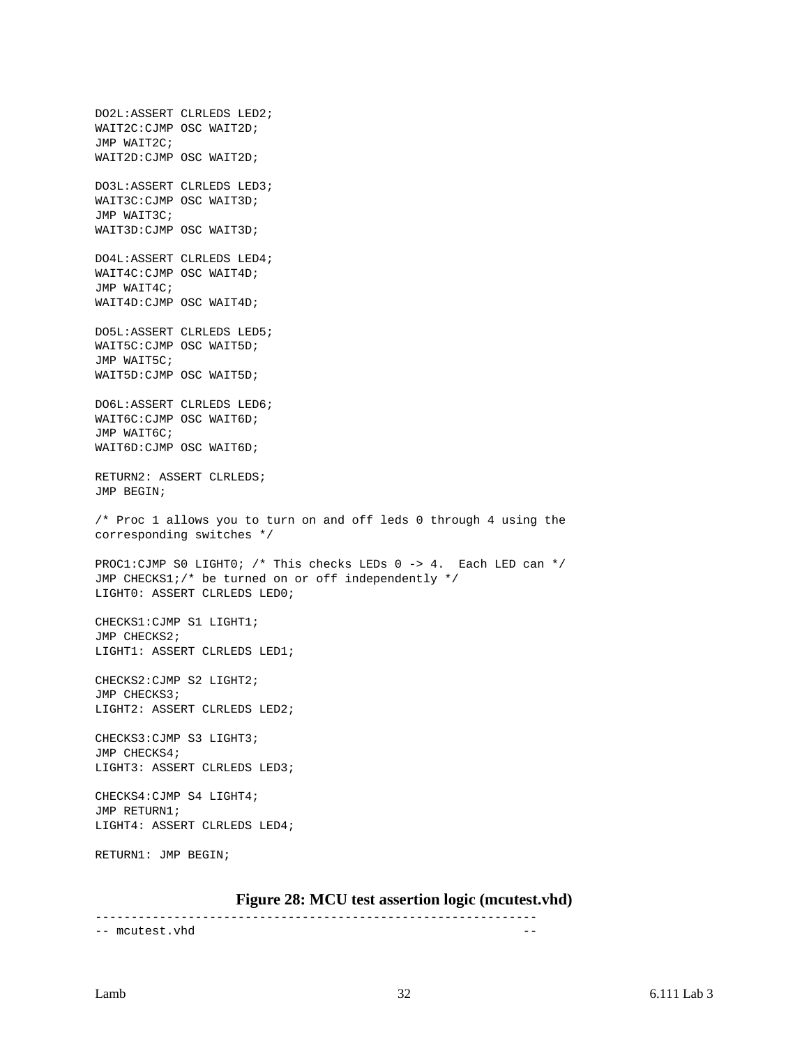```
DO2L:ASSERT CLRLEDS LED2;
WAIT2C:CJMP OSC WAIT2D;
JMP WAIT2C;
WAIT2D:CJMP OSC WAIT2D;

DO3L:ASSERT CLRLEDS LED3;
WAIT3C:CJMP OSC WAIT3D;
JMP WAIT3C;
WAIT3D:CJMP OSC WAIT3D;

DO4L:ASSERT CLRLEDS LED4;
WAIT4C:CJMP OSC WAIT4D;
JMP WAIT4C;
WAIT4D:CJMP OSC WAIT4D;

DO5L:ASSERT CLRLEDS LED5;
WAIT5C:CJMP OSC WAIT5D;
JMP WAIT5C;
WAIT5D:CJMP OSC WAIT5D;

DO6L:ASSERT CLRLEDS LED6;
WAIT6C:CJMP OSC WAIT6D;
JMP WAIT6C;
WAIT6D:CJMP OSC WAIT6D;

RETURN2: ASSERT CLRLEDS;
JMP BEGIN;

/* Proc 1 allows you to turn on and off leds 0 through 4 using the
corresponding switches */

PROC1:CJMP S0 LIGHT0; /* This checks LEDs 0 -> 4.  Each LED can */
JMP CHECKS1;/* be turned on or off independently */
LIGHT0: ASSERT CLRLEDS LED0;

CHECKS1:CJMP S1 LIGHT1;
JMP CHECKS2;
LIGHT1: ASSERT CLRLEDS LED1;

CHECKS2:CJMP S2 LIGHT2;
JMP CHECKS3;
LIGHT2: ASSERT CLRLEDS LED2;

CHECKS3:CJMP S3 LIGHT3;
JMP CHECKS4;
LIGHT3: ASSERT CLRLEDS LED3;

CHECKS4:CJMP S4 LIGHT4;
JMP RETURN1;
LIGHT4: ASSERT CLRLEDS LED4;

RETURN1: JMP BEGIN;
```

**Figure 28: MCU test assertion logic (mcutest.vhd)**

```
--------------------------------------------------------------
-- mcutest.vhd                                              --
```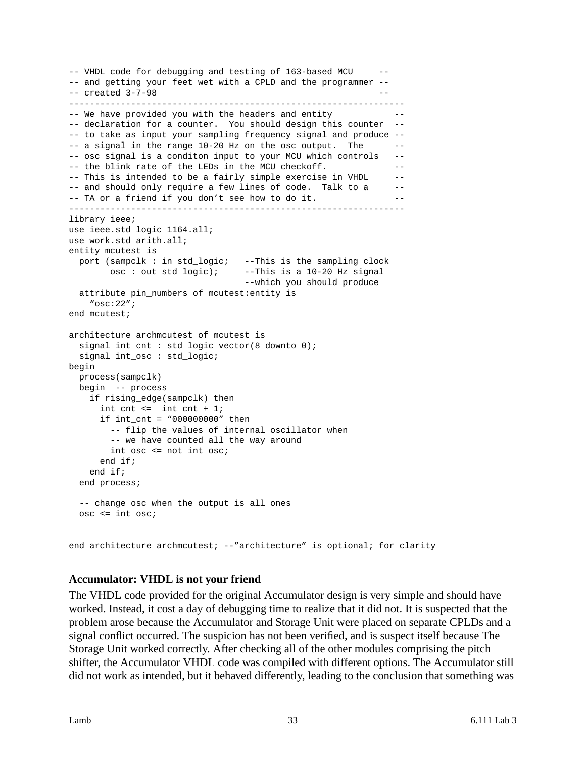```
-- VHDL code for debugging and testing of 163-based MCU     --
-- and getting your feet wet with a CPLD and the programmer --
-- created 3-7-98                                           --
----------------------------------------------------------------
-- We have provided you with the headers and entity          --
-- declaration for a counter.  You should design this counter  --
-- to take as input your sampling frequency signal and produce --
-- a signal in the range 10-20 Hz on the osc output.  The     --
-- osc signal is a conditon input to your MCU which controls   --
-- the blink rate of the LEDs in the MCU checkoff.            --
-- This is intended to be a fairly simple exercise in VHDL     --
-- and should only require a few lines of code.  Talk to a     --
-- TA or a friend if you don't see how to do it.              --
----------------------------------------------------------------
library ieee;
use ieee.std_logic_1164.all;
use work.std_arith.all;
entity mcutest is
  port (sampclk : in std_logic;   --This is the sampling clock
        osc : out std_logic);     --This is a 10-20 Hz signal
                                  --which you should produce
  attribute pin_numbers of mcutest:entity is
    "osc:22";
end mcutest;

architecture archmcutest of mcutest is
  signal int_cnt : std_logic_vector(8 downto 0);
  signal int_osc : std_logic;
begin
  process(sampclk)
  begin  -- process
    if rising_edge(sampclk) then
      int_cnt <=  int_cnt + 1;
      if int_cnt = "000000000" then
        -- flip the values of internal oscillator when
        -- we have counted all the way around
        int_osc <= not int_osc;
      end if;
    end if;
  end process;

  -- change osc when the output is all ones
  osc <= int_osc;


end architecture archmcutest; --"architecture" is optional; for clarity
```

### Accumulator: VHDL is not your friend

The VHDL code provided for the original Accumulator design is very simple and should have worked. Instead, it cost a day of debugging time to realize that it did not. It is suspected that the problem arose because the Accumulator and Storage Unit were placed on separate CPLDs and a signal conflict occurred. The suspicion has not been verified, and is suspect itself because The Storage Unit worked correctly. After checking all of the other modules comprising the pitch shifter, the Accumulator VHDL code was compiled with different options. The Accumulator still did not work as intended, but it behaved differently, leading to the conclusion that something was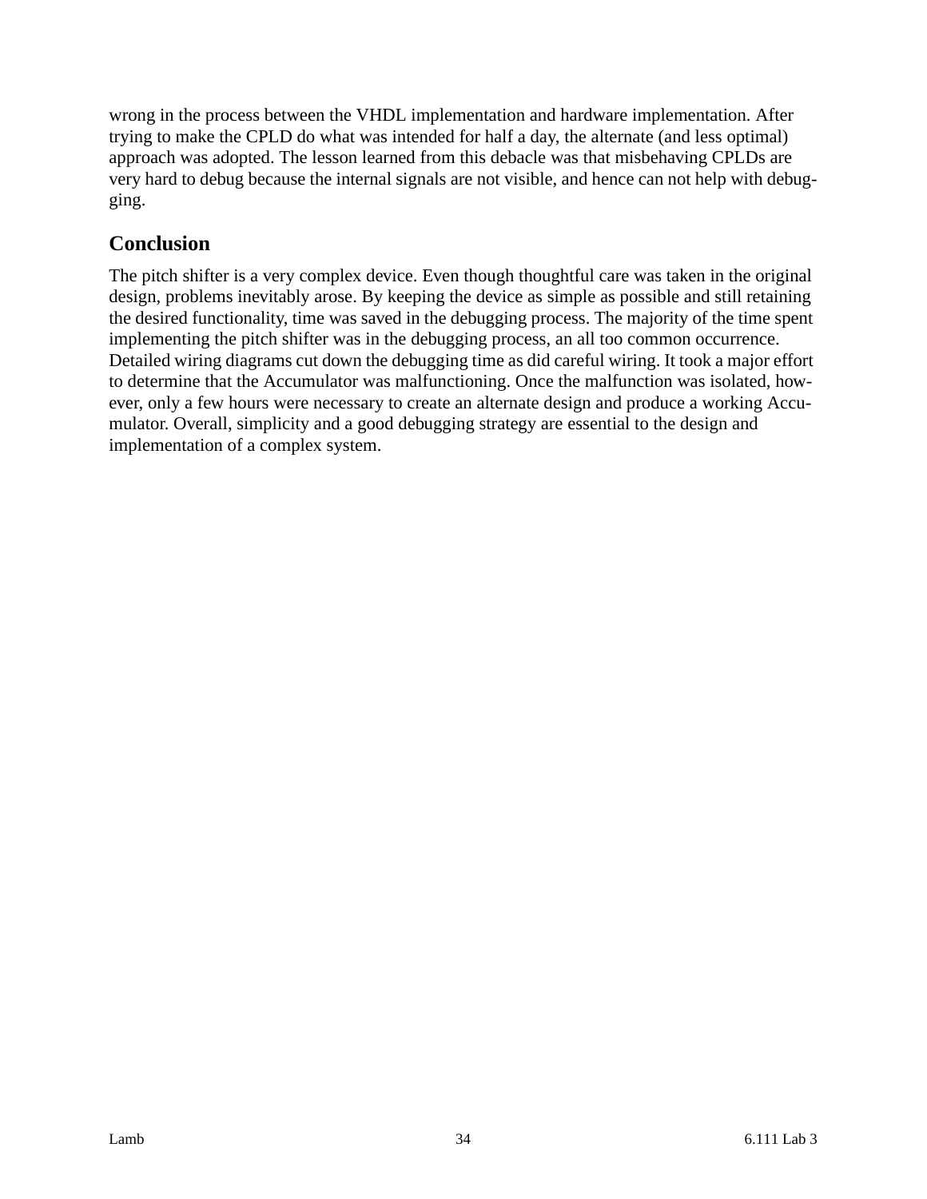wrong in the process between the VHDL implementation and hardware implementation. After trying to make the CPLD do what was intended for half a day, the alternate (and less optimal) approach was adopted. The lesson learned from this debacle was that misbehaving CPLDs are very hard to debug because the internal signals are not visible, and hence can not help with debugging.

## Conclusion

The pitch shifter is a very complex device. Even though thoughtful care was taken in the original design, problems inevitably arose. By keeping the device as simple as possible and still retaining the desired functionality, time was saved in the debugging process. The majority of the time spent implementing the pitch shifter was in the debugging process, an all too common occurrence. Detailed wiring diagrams cut down the debugging time as did careful wiring. It took a major effort to determine that the Accumulator was malfunctioning. Once the malfunction was isolated, however, only a few hours were necessary to create an alternate design and produce a working Accumulator. Overall, simplicity and a good debugging strategy are essential to the design and implementation of a complex system.